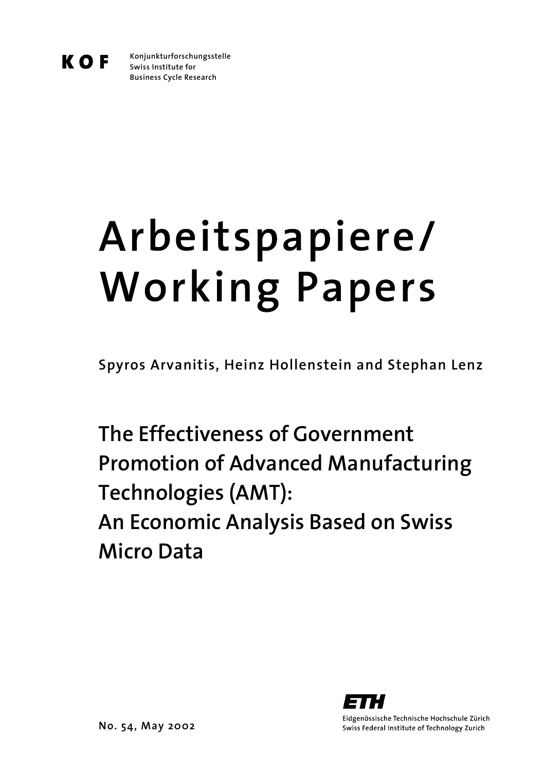KOF

Konjunkturforschungsstelle
Swiss Institute for
Business Cycle Research

# Arbeitspapiere/ Working Papers

**Spyros Arvanitis, Heinz Hollenstein and Stephan Lenz**

## The Effectiveness of Government Promotion of Advanced Manufacturing Technologies (AMT): An Economic Analysis Based on Swiss Micro Data

No. 54, May 2002

ETH
Eidgenössische Technische Hochschule Zürich
Swiss Federal Institute of Technology Zurich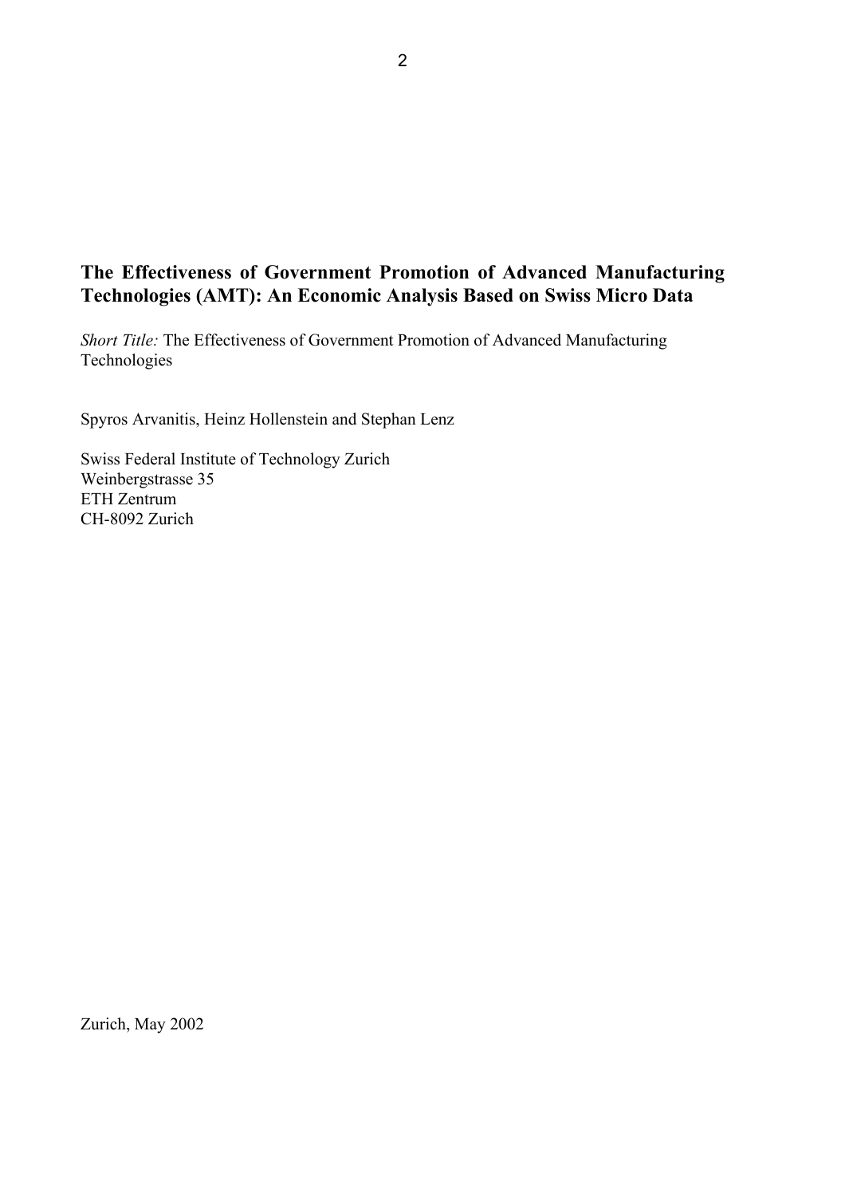# The Effectiveness of Government Promotion of Advanced Manufacturing Technologies (AMT): An Economic Analysis Based on Swiss Micro Data

*Short Title:* The Effectiveness of Government Promotion of Advanced Manufacturing Technologies

Spyros Arvanitis, Heinz Hollenstein and Stephan Lenz

Swiss Federal Institute of Technology Zurich
Weinbergstrasse 35
ETH Zentrum
CH-8092 Zurich

Zurich, May 2002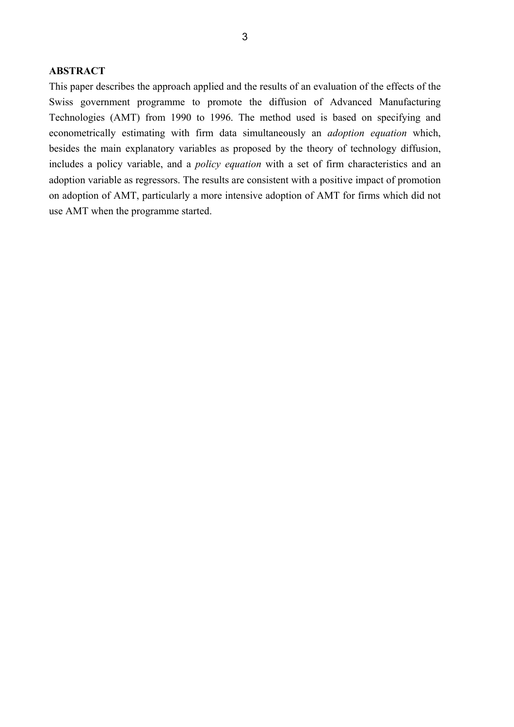**ABSTRACT**

This paper describes the approach applied and the results of an evaluation of the effects of the Swiss government programme to promote the diffusion of Advanced Manufacturing Technologies (AMT) from 1990 to 1996. The method used is based on specifying and econometrically estimating with firm data simultaneously an *adoption equation* which, besides the main explanatory variables as proposed by the theory of technology diffusion, includes a policy variable, and a *policy equation* with a set of firm characteristics and an adoption variable as regressors. The results are consistent with a positive impact of promotion on adoption of AMT, particularly a more intensive adoption of AMT for firms which did not use AMT when the programme started.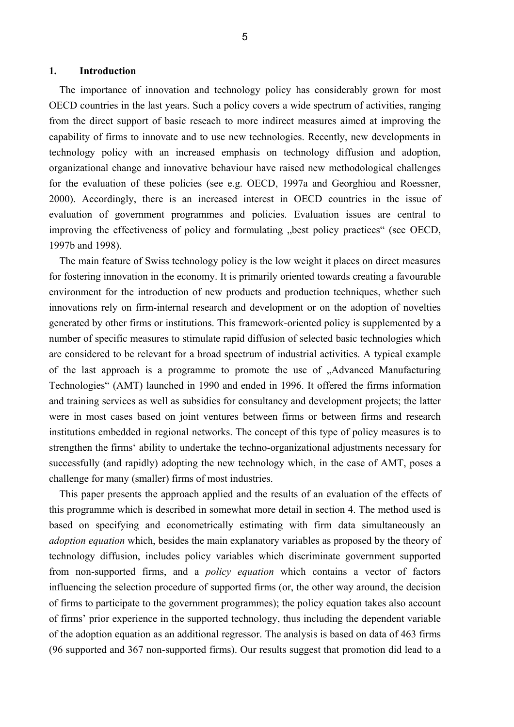## 1. Introduction

The importance of innovation and technology policy has considerably grown for most OECD countries in the last years. Such a policy covers a wide spectrum of activities, ranging from the direct support of basic reseach to more indirect measures aimed at improving the capability of firms to innovate and to use new technologies. Recently, new developments in technology policy with an increased emphasis on technology diffusion and adoption, organizational change and innovative behaviour have raised new methodological challenges for the evaluation of these policies (see e.g. OECD, 1997a and Georghiou and Roessner, 2000). Accordingly, there is an increased interest in OECD countries in the issue of evaluation of government programmes and policies. Evaluation issues are central to improving the effectiveness of policy and formulating „best policy practices" (see OECD, 1997b and 1998).

The main feature of Swiss technology policy is the low weight it places on direct measures for fostering innovation in the economy. It is primarily oriented towards creating a favourable environment for the introduction of new products and production techniques, whether such innovations rely on firm-internal research and development or on the adoption of novelties generated by other firms or institutions. This framework-oriented policy is supplemented by a number of specific measures to stimulate rapid diffusion of selected basic technologies which are considered to be relevant for a broad spectrum of industrial activities. A typical example of the last approach is a programme to promote the use of „Advanced Manufacturing Technologies" (AMT) launched in 1990 and ended in 1996. It offered the firms information and training services as well as subsidies for consultancy and development projects; the latter were in most cases based on joint ventures between firms or between firms and research institutions embedded in regional networks. The concept of this type of policy measures is to strengthen the firms' ability to undertake the techno-organizational adjustments necessary for successfully (and rapidly) adopting the new technology which, in the case of AMT, poses a challenge for many (smaller) firms of most industries.

This paper presents the approach applied and the results of an evaluation of the effects of this programme which is described in somewhat more detail in section 4. The method used is based on specifying and econometrically estimating with firm data simultaneously an *adoption equation* which, besides the main explanatory variables as proposed by the theory of technology diffusion, includes policy variables which discriminate government supported from non-supported firms, and a *policy equation* which contains a vector of factors influencing the selection procedure of supported firms (or, the other way around, the decision of firms to participate to the government programmes); the policy equation takes also account of firms' prior experience in the supported technology, thus including the dependent variable of the adoption equation as an additional regressor. The analysis is based on data of 463 firms (96 supported and 367 non-supported firms). Our results suggest that promotion did lead to a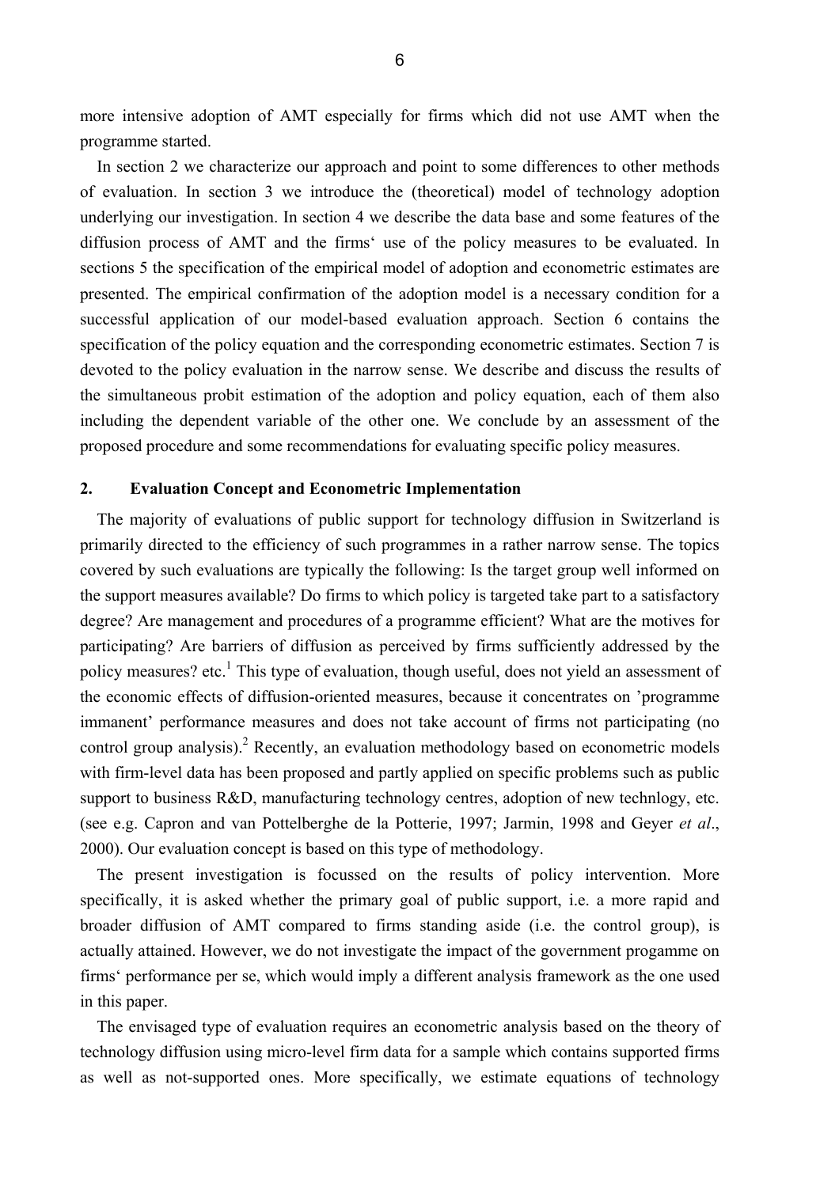more intensive adoption of AMT especially for firms which did not use AMT when the programme started.

In section 2 we characterize our approach and point to some differences to other methods of evaluation. In section 3 we introduce the (theoretical) model of technology adoption underlying our investigation. In section 4 we describe the data base and some features of the diffusion process of AMT and the firms‘ use of the policy measures to be evaluated. In sections 5 the specification of the empirical model of adoption and econometric estimates are presented. The empirical confirmation of the adoption model is a necessary condition for a successful application of our model-based evaluation approach. Section 6 contains the specification of the policy equation and the corresponding econometric estimates. Section 7 is devoted to the policy evaluation in the narrow sense. We describe and discuss the results of the simultaneous probit estimation of the adoption and policy equation, each of them also including the dependent variable of the other one. We conclude by an assessment of the proposed procedure and some recommendations for evaluating specific policy measures.

## 2. Evaluation Concept and Econometric Implementation

The majority of evaluations of public support for technology diffusion in Switzerland is primarily directed to the efficiency of such programmes in a rather narrow sense. The topics covered by such evaluations are typically the following: Is the target group well informed on the support measures available? Do firms to which policy is targeted take part to a satisfactory degree? Are management and procedures of a programme efficient? What are the motives for participating? Are barriers of diffusion as perceived by firms sufficiently addressed by the policy measures? etc.[1] This type of evaluation, though useful, does not yield an assessment of the economic effects of diffusion-oriented measures, because it concentrates on ’programme immanent’ performance measures and does not take account of firms not participating (no control group analysis).[2] Recently, an evaluation methodology based on econometric models with firm-level data has been proposed and partly applied on specific problems such as public support to business R&D, manufacturing technology centres, adoption of new technlogy, etc. (see e.g. Capron and van Pottelberghe de la Potterie, 1997; Jarmin, 1998 and Geyer *et al*., 2000). Our evaluation concept is based on this type of methodology.

The present investigation is focussed on the results of policy intervention. More specifically, it is asked whether the primary goal of public support, i.e. a more rapid and broader diffusion of AMT compared to firms standing aside (i.e. the control group), is actually attained. However, we do not investigate the impact of the government progamme on firms‘ performance per se, which would imply a different analysis framework as the one used in this paper.

The envisaged type of evaluation requires an econometric analysis based on the theory of technology diffusion using micro-level firm data for a sample which contains supported firms as well as not-supported ones. More specifically, we estimate equations of technology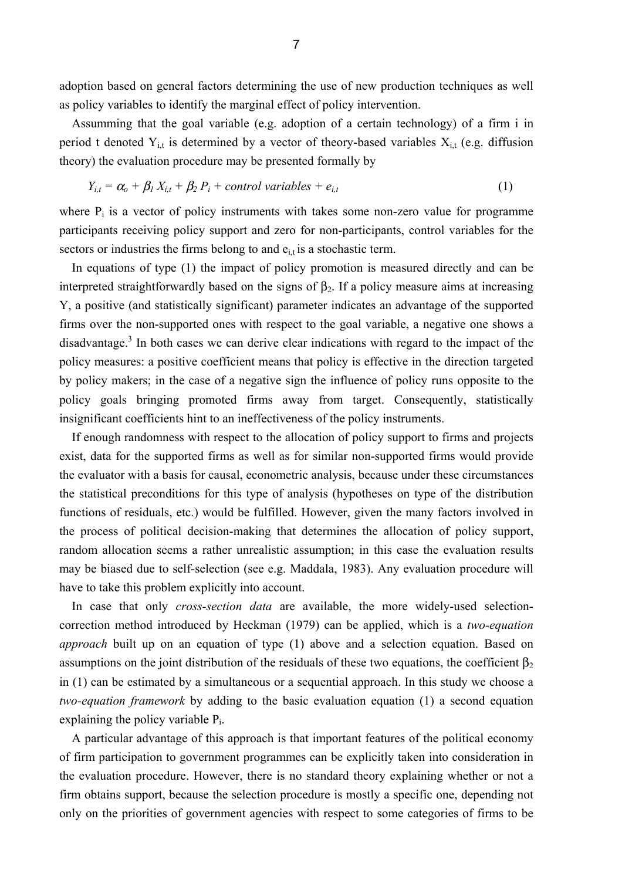adoption based on general factors determining the use of new production techniques as well as policy variables to identify the marginal effect of policy intervention.

Assumming that the goal variable (e.g. adoption of a certain technology) of a firm i in period t denoted $Y_{i,t}$ is determined by a vector of theory-based variables $X_{i,t}$ (e.g. diffusion theory) the evaluation procedure may be presented formally by

$$Y_{i,t} = \alpha_o + \beta_1 X_{i,t} + \beta_2 P_i + \textit{control variables} + e_{i,t} \qquad (1)$$

where $P_i$ is a vector of policy instruments with takes some non-zero value for programme participants receiving policy support and zero for non-participants, control variables for the sectors or industries the firms belong to and $e_{i,t}$ is a stochastic term.

In equations of type (1) the impact of policy promotion is measured directly and can be interpreted straightforwardly based on the signs of $\beta_2$. If a policy measure aims at increasing Y, a positive (and statistically significant) parameter indicates an advantage of the supported firms over the non-supported ones with respect to the goal variable, a negative one shows a disadvantage.[3] In both cases we can derive clear indications with regard to the impact of the policy measures: a positive coefficient means that policy is effective in the direction targeted by policy makers; in the case of a negative sign the influence of policy runs opposite to the policy goals bringing promoted firms away from target. Consequently, statistically insignificant coefficients hint to an ineffectiveness of the policy instruments.

If enough randomness with respect to the allocation of policy support to firms and projects exist, data for the supported firms as well as for similar non-supported firms would provide the evaluator with a basis for causal, econometric analysis, because under these circumstances the statistical preconditions for this type of analysis (hypotheses on type of the distribution functions of residuals, etc.) would be fulfilled. However, given the many factors involved in the process of political decision-making that determines the allocation of policy support, random allocation seems a rather unrealistic assumption; in this case the evaluation results may be biased due to self-selection (see e.g. Maddala, 1983). Any evaluation procedure will have to take this problem explicitly into account.

In case that only *cross-section data* are available, the more widely-used selection-correction method introduced by Heckman (1979) can be applied, which is a *two-equation approach* built up on an equation of type (1) above and a selection equation. Based on assumptions on the joint distribution of the residuals of these two equations, the coefficient $\beta_2$ in (1) can be estimated by a simultaneous or a sequential approach. In this study we choose a *two-equation framework* by adding to the basic evaluation equation (1) a second equation explaining the policy variable $P_i$.

A particular advantage of this approach is that important features of the political economy of firm participation to government programmes can be explicitly taken into consideration in the evaluation procedure. However, there is no standard theory explaining whether or not a firm obtains support, because the selection procedure is mostly a specific one, depending not only on the priorities of government agencies with respect to some categories of firms to be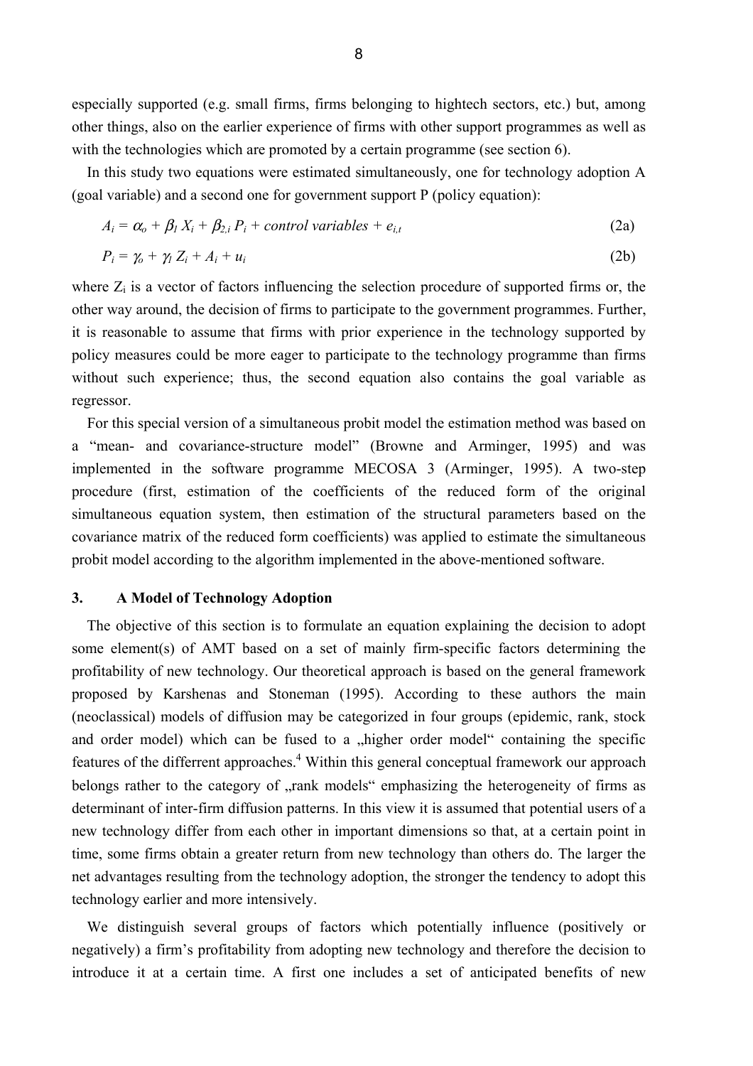especially supported (e.g. small firms, firms belonging to hightech sectors, etc.) but, among other things, also on the earlier experience of firms with other support programmes as well as with the technologies which are promoted by a certain programme (see section 6).

In this study two equations were estimated simultaneously, one for technology adoption A (goal variable) and a second one for government support P (policy equation):

$$A_i = \alpha_o + \beta_1 X_i + \beta_{2,i} P_i + \textit{control variables} + e_{i,t} \tag{2a}$$

$$P_i = \gamma_o + \gamma_1 Z_i + A_i + u_i \tag{2b}$$

where $Z_i$ is a vector of factors influencing the selection procedure of supported firms or, the other way around, the decision of firms to participate to the government programmes. Further, it is reasonable to assume that firms with prior experience in the technology supported by policy measures could be more eager to participate to the technology programme than firms without such experience; thus, the second equation also contains the goal variable as regressor.

For this special version of a simultaneous probit model the estimation method was based on a "mean- and covariance-structure model" (Browne and Arminger, 1995) and was implemented in the software programme MECOSA 3 (Arminger, 1995). A two-step procedure (first, estimation of the coefficients of the reduced form of the original simultaneous equation system, then estimation of the structural parameters based on the covariance matrix of the reduced form coefficients) was applied to estimate the simultaneous probit model according to the algorithm implemented in the above-mentioned software.

## 3. A Model of Technology Adoption

The objective of this section is to formulate an equation explaining the decision to adopt some element(s) of AMT based on a set of mainly firm-specific factors determining the profitability of new technology. Our theoretical approach is based on the general framework proposed by Karshenas and Stoneman (1995). According to these authors the main (neoclassical) models of diffusion may be categorized in four groups (epidemic, rank, stock and order model) which can be fused to a „higher order model" containing the specific features of the differrent approaches.[4] Within this general conceptual framework our approach belongs rather to the category of „rank models" emphasizing the heterogeneity of firms as determinant of inter-firm diffusion patterns. In this view it is assumed that potential users of a new technology differ from each other in important dimensions so that, at a certain point in time, some firms obtain a greater return from new technology than others do. The larger the net advantages resulting from the technology adoption, the stronger the tendency to adopt this technology earlier and more intensively.

We distinguish several groups of factors which potentially influence (positively or negatively) a firm's profitability from adopting new technology and therefore the decision to introduce it at a certain time. A first one includes a set of anticipated benefits of new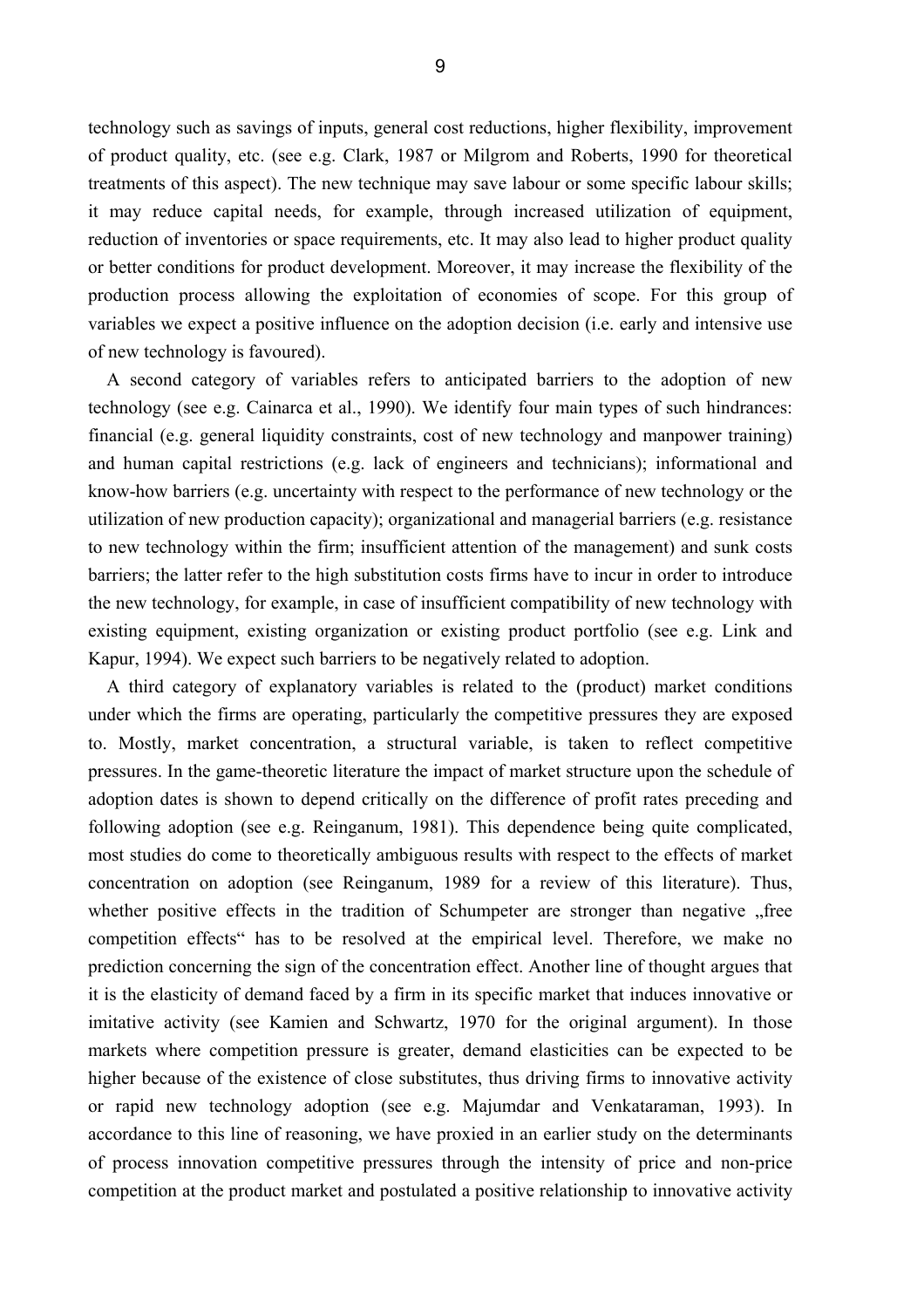technology such as savings of inputs, general cost reductions, higher flexibility, improvement of product quality, etc. (see e.g. Clark, 1987 or Milgrom and Roberts, 1990 for theoretical treatments of this aspect). The new technique may save labour or some specific labour skills; it may reduce capital needs, for example, through increased utilization of equipment, reduction of inventories or space requirements, etc. It may also lead to higher product quality or better conditions for product development. Moreover, it may increase the flexibility of the production process allowing the exploitation of economies of scope. For this group of variables we expect a positive influence on the adoption decision (i.e. early and intensive use of new technology is favoured).

A second category of variables refers to anticipated barriers to the adoption of new technology (see e.g. Cainarca et al., 1990). We identify four main types of such hindrances: financial (e.g. general liquidity constraints, cost of new technology and manpower training) and human capital restrictions (e.g. lack of engineers and technicians); informational and know-how barriers (e.g. uncertainty with respect to the performance of new technology or the utilization of new production capacity); organizational and managerial barriers (e.g. resistance to new technology within the firm; insufficient attention of the management) and sunk costs barriers; the latter refer to the high substitution costs firms have to incur in order to introduce the new technology, for example, in case of insufficient compatibility of new technology with existing equipment, existing organization or existing product portfolio (see e.g. Link and Kapur, 1994). We expect such barriers to be negatively related to adoption.

A third category of explanatory variables is related to the (product) market conditions under which the firms are operating, particularly the competitive pressures they are exposed to. Mostly, market concentration, a structural variable, is taken to reflect competitive pressures. In the game-theoretic literature the impact of market structure upon the schedule of adoption dates is shown to depend critically on the difference of profit rates preceding and following adoption (see e.g. Reinganum, 1981). This dependence being quite complicated, most studies do come to theoretically ambiguous results with respect to the effects of market concentration on adoption (see Reinganum, 1989 for a review of this literature). Thus, whether positive effects in the tradition of Schumpeter are stronger than negative „free competition effects“ has to be resolved at the empirical level. Therefore, we make no prediction concerning the sign of the concentration effect. Another line of thought argues that it is the elasticity of demand faced by a firm in its specific market that induces innovative or imitative activity (see Kamien and Schwartz, 1970 for the original argument). In those markets where competition pressure is greater, demand elasticities can be expected to be higher because of the existence of close substitutes, thus driving firms to innovative activity or rapid new technology adoption (see e.g. Majumdar and Venkataraman, 1993). In accordance to this line of reasoning, we have proxied in an earlier study on the determinants of process innovation competitive pressures through the intensity of price and non-price competition at the product market and postulated a positive relationship to innovative activity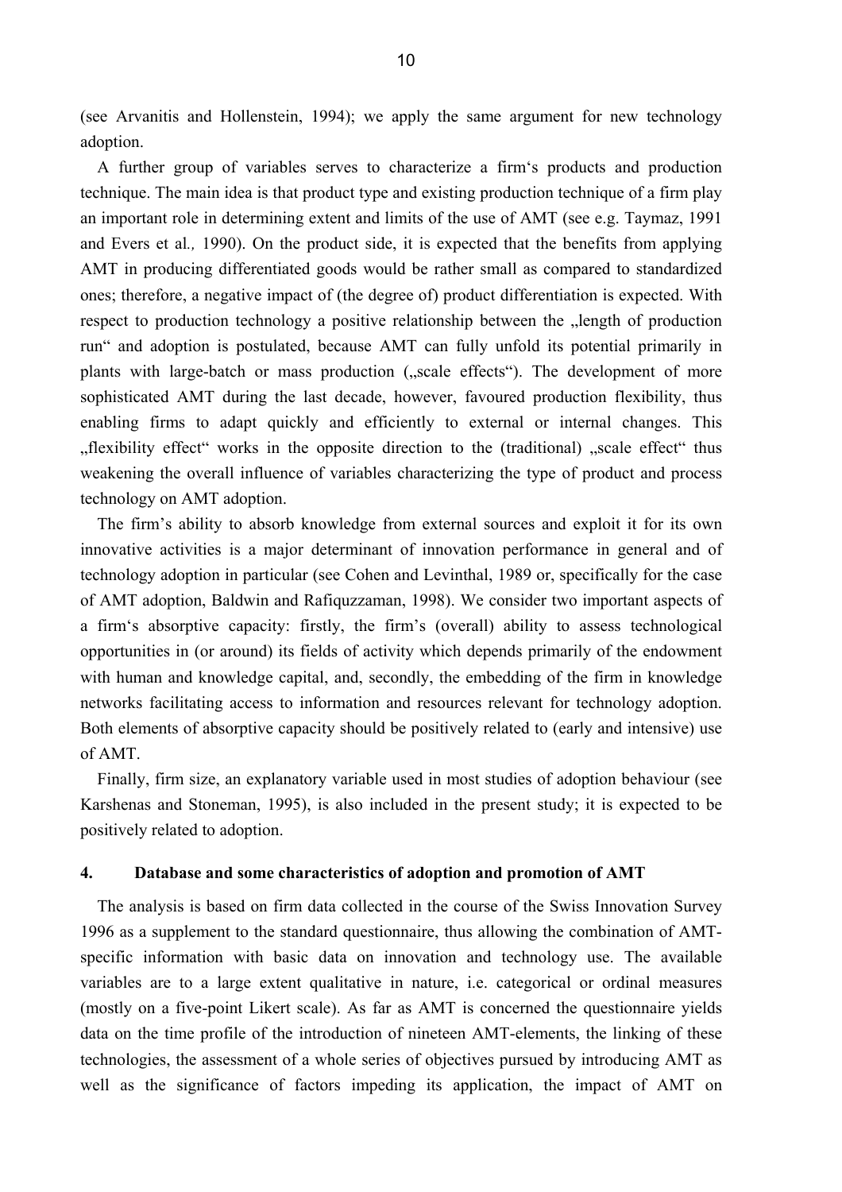(see Arvanitis and Hollenstein, 1994); we apply the same argument for new technology adoption.

A further group of variables serves to characterize a firm‘s products and production technique. The main idea is that product type and existing production technique of a firm play an important role in determining extent and limits of the use of AMT (see e.g. Taymaz, 1991 and Evers et al*.,* 1990). On the product side, it is expected that the benefits from applying AMT in producing differentiated goods would be rather small as compared to standardized ones; therefore, a negative impact of (the degree of) product differentiation is expected. With respect to production technology a positive relationship between the „length of production run“ and adoption is postulated, because AMT can fully unfold its potential primarily in plants with large-batch or mass production („scale effects“). The development of more sophisticated AMT during the last decade, however, favoured production flexibility, thus enabling firms to adapt quickly and efficiently to external or internal changes. This „flexibility effect“ works in the opposite direction to the (traditional) „scale effect“ thus weakening the overall influence of variables characterizing the type of product and process technology on AMT adoption.

The firm’s ability to absorb knowledge from external sources and exploit it for its own innovative activities is a major determinant of innovation performance in general and of technology adoption in particular (see Cohen and Levinthal, 1989 or, specifically for the case of AMT adoption, Baldwin and Rafiquzzaman, 1998). We consider two important aspects of a firm‘s absorptive capacity: firstly, the firm’s (overall) ability to assess technological opportunities in (or around) its fields of activity which depends primarily of the endowment with human and knowledge capital, and, secondly, the embedding of the firm in knowledge networks facilitating access to information and resources relevant for technology adoption. Both elements of absorptive capacity should be positively related to (early and intensive) use of AMT.

Finally, firm size, an explanatory variable used in most studies of adoption behaviour (see Karshenas and Stoneman, 1995), is also included in the present study; it is expected to be positively related to adoption.

## 4. Database and some characteristics of adoption and promotion of AMT

The analysis is based on firm data collected in the course of the Swiss Innovation Survey 1996 as a supplement to the standard questionnaire, thus allowing the combination of AMT-specific information with basic data on innovation and technology use. The available variables are to a large extent qualitative in nature, i.e. categorical or ordinal measures (mostly on a five-point Likert scale). As far as AMT is concerned the questionnaire yields data on the time profile of the introduction of nineteen AMT-elements, the linking of these technologies, the assessment of a whole series of objectives pursued by introducing AMT as well as the significance of factors impeding its application, the impact of AMT on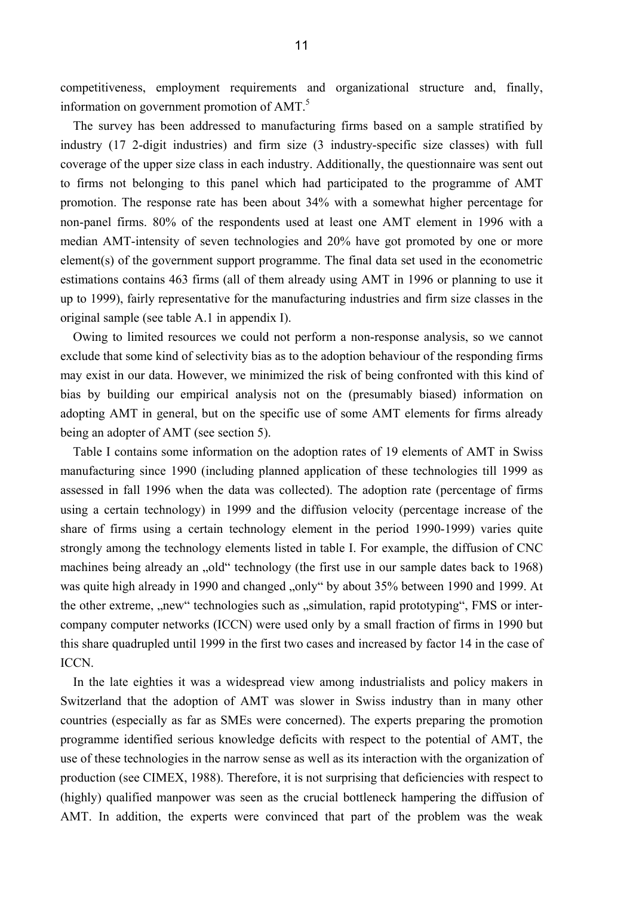competitiveness, employment requirements and organizational structure and, finally, information on government promotion of AMT.[5]

The survey has been addressed to manufacturing firms based on a sample stratified by industry (17 2-digit industries) and firm size (3 industry-specific size classes) with full coverage of the upper size class in each industry. Additionally, the questionnaire was sent out to firms not belonging to this panel which had participated to the programme of AMT promotion. The response rate has been about 34% with a somewhat higher percentage for non-panel firms. 80% of the respondents used at least one AMT element in 1996 with a median AMT-intensity of seven technologies and 20% have got promoted by one or more element(s) of the government support programme. The final data set used in the econometric estimations contains 463 firms (all of them already using AMT in 1996 or planning to use it up to 1999), fairly representative for the manufacturing industries and firm size classes in the original sample (see table A.1 in appendix I).

Owing to limited resources we could not perform a non-response analysis, so we cannot exclude that some kind of selectivity bias as to the adoption behaviour of the responding firms may exist in our data. However, we minimized the risk of being confronted with this kind of bias by building our empirical analysis not on the (presumably biased) information on adopting AMT in general, but on the specific use of some AMT elements for firms already being an adopter of AMT (see section 5).

Table I contains some information on the adoption rates of 19 elements of AMT in Swiss manufacturing since 1990 (including planned application of these technologies till 1999 as assessed in fall 1996 when the data was collected). The adoption rate (percentage of firms using a certain technology) in 1999 and the diffusion velocity (percentage increase of the share of firms using a certain technology element in the period 1990-1999) varies quite strongly among the technology elements listed in table I. For example, the diffusion of CNC machines being already an „old" technology (the first use in our sample dates back to 1968) was quite high already in 1990 and changed „only" by about 35% between 1990 and 1999. At the other extreme, „new" technologies such as „simulation, rapid prototyping", FMS or inter-company computer networks (ICCN) were used only by a small fraction of firms in 1990 but this share quadrupled until 1999 in the first two cases and increased by factor 14 in the case of ICCN.

In the late eighties it was a widespread view among industrialists and policy makers in Switzerland that the adoption of AMT was slower in Swiss industry than in many other countries (especially as far as SMEs were concerned). The experts preparing the promotion programme identified serious knowledge deficits with respect to the potential of AMT, the use of these technologies in the narrow sense as well as its interaction with the organization of production (see CIMEX, 1988). Therefore, it is not surprising that deficiencies with respect to (highly) qualified manpower was seen as the crucial bottleneck hampering the diffusion of AMT. In addition, the experts were convinced that part of the problem was the weak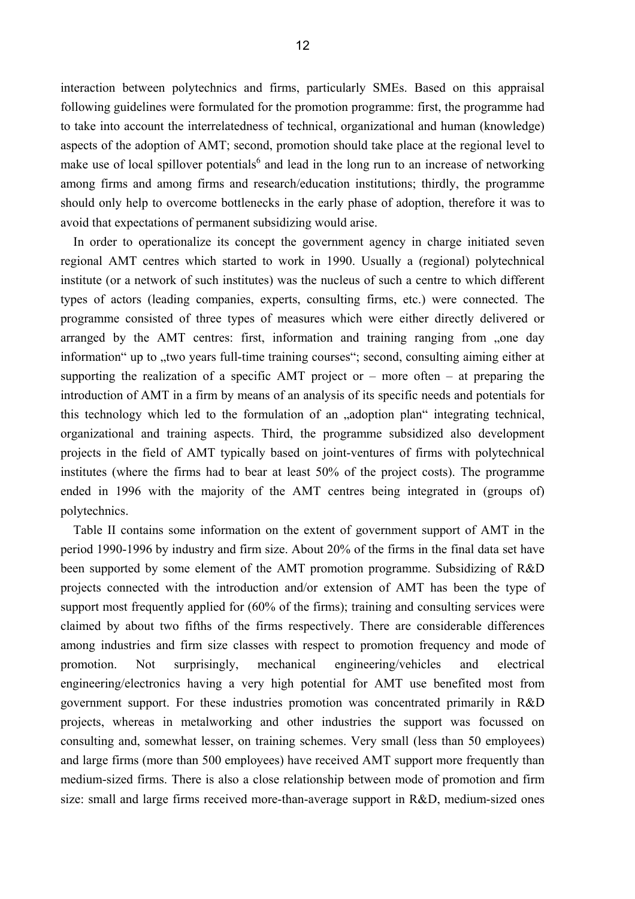interaction between polytechnics and firms, particularly SMEs. Based on this appraisal following guidelines were formulated for the promotion programme: first, the programme had to take into account the interrelatedness of technical, organizational and human (knowledge) aspects of the adoption of AMT; second, promotion should take place at the regional level to make use of local spillover potentials[6] and lead in the long run to an increase of networking among firms and among firms and research/education institutions; thirdly, the programme should only help to overcome bottlenecks in the early phase of adoption, therefore it was to avoid that expectations of permanent subsidizing would arise.

In order to operationalize its concept the government agency in charge initiated seven regional AMT centres which started to work in 1990. Usually a (regional) polytechnical institute (or a network of such institutes) was the nucleus of such a centre to which different types of actors (leading companies, experts, consulting firms, etc.) were connected. The programme consisted of three types of measures which were either directly delivered or arranged by the AMT centres: first, information and training ranging from „one day information" up to „two years full-time training courses"; second, consulting aiming either at supporting the realization of a specific AMT project or – more often – at preparing the introduction of AMT in a firm by means of an analysis of its specific needs and potentials for this technology which led to the formulation of an „adoption plan" integrating technical, organizational and training aspects. Third, the programme subsidized also development projects in the field of AMT typically based on joint-ventures of firms with polytechnical institutes (where the firms had to bear at least 50% of the project costs). The programme ended in 1996 with the majority of the AMT centres being integrated in (groups of) polytechnics.

Table II contains some information on the extent of government support of AMT in the period 1990-1996 by industry and firm size. About 20% of the firms in the final data set have been supported by some element of the AMT promotion programme. Subsidizing of R&D projects connected with the introduction and/or extension of AMT has been the type of support most frequently applied for (60% of the firms); training and consulting services were claimed by about two fifths of the firms respectively. There are considerable differences among industries and firm size classes with respect to promotion frequency and mode of promotion. Not surprisingly, mechanical engineering/vehicles and electrical engineering/electronics having a very high potential for AMT use benefited most from government support. For these industries promotion was concentrated primarily in R&D projects, whereas in metalworking and other industries the support was focussed on consulting and, somewhat lesser, on training schemes. Very small (less than 50 employees) and large firms (more than 500 employees) have received AMT support more frequently than medium-sized firms. There is also a close relationship between mode of promotion and firm size: small and large firms received more-than-average support in R&D, medium-sized ones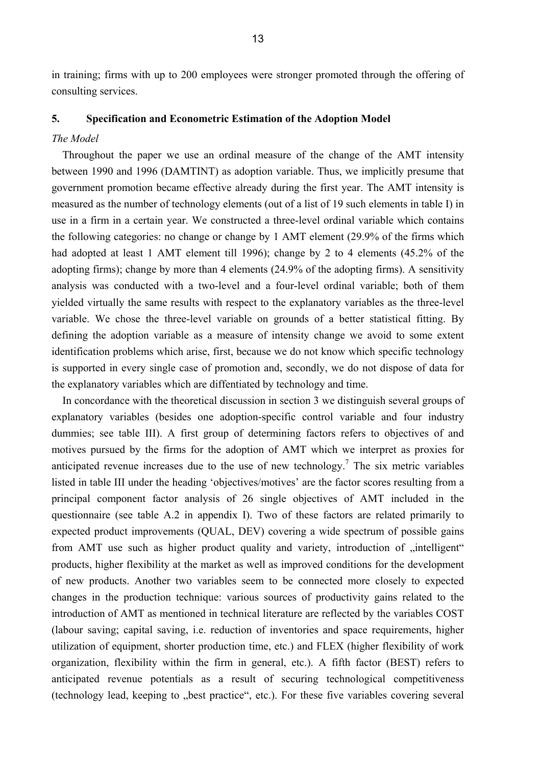in training; firms with up to 200 employees were stronger promoted through the offering of consulting services.

## 5. Specification and Econometric Estimation of the Adoption Model

*The Model*

Throughout the paper we use an ordinal measure of the change of the AMT intensity between 1990 and 1996 (DAMTINT) as adoption variable. Thus, we implicitly presume that government promotion became effective already during the first year. The AMT intensity is measured as the number of technology elements (out of a list of 19 such elements in table I) in use in a firm in a certain year. We constructed a three-level ordinal variable which contains the following categories: no change or change by 1 AMT element (29.9% of the firms which had adopted at least 1 AMT element till 1996); change by 2 to 4 elements (45.2% of the adopting firms); change by more than 4 elements (24.9% of the adopting firms). A sensitivity analysis was conducted with a two-level and a four-level ordinal variable; both of them yielded virtually the same results with respect to the explanatory variables as the three-level variable. We chose the three-level variable on grounds of a better statistical fitting. By defining the adoption variable as a measure of intensity change we avoid to some extent identification problems which arise, first, because we do not know which specific technology is supported in every single case of promotion and, secondly, we do not dispose of data for the explanatory variables which are diffentiated by technology and time.

In concordance with the theoretical discussion in section 3 we distinguish several groups of explanatory variables (besides one adoption-specific control variable and four industry dummies; see table III). A first group of determining factors refers to objectives of and motives pursued by the firms for the adoption of AMT which we interpret as proxies for anticipated revenue increases due to the use of new technology.[7] The six metric variables listed in table III under the heading 'objectives/motives' are the factor scores resulting from a principal component factor analysis of 26 single objectives of AMT included in the questionnaire (see table A.2 in appendix I). Two of these factors are related primarily to expected product improvements (QUAL, DEV) covering a wide spectrum of possible gains from AMT use such as higher product quality and variety, introduction of „intelligent" products, higher flexibility at the market as well as improved conditions for the development of new products. Another two variables seem to be connected more closely to expected changes in the production technique: various sources of productivity gains related to the introduction of AMT as mentioned in technical literature are reflected by the variables COST (labour saving; capital saving, i.e. reduction of inventories and space requirements, higher utilization of equipment, shorter production time, etc.) and FLEX (higher flexibility of work organization, flexibility within the firm in general, etc.). A fifth factor (BEST) refers to anticipated revenue potentials as a result of securing technological competitiveness (technology lead, keeping to „best practice", etc.). For these five variables covering several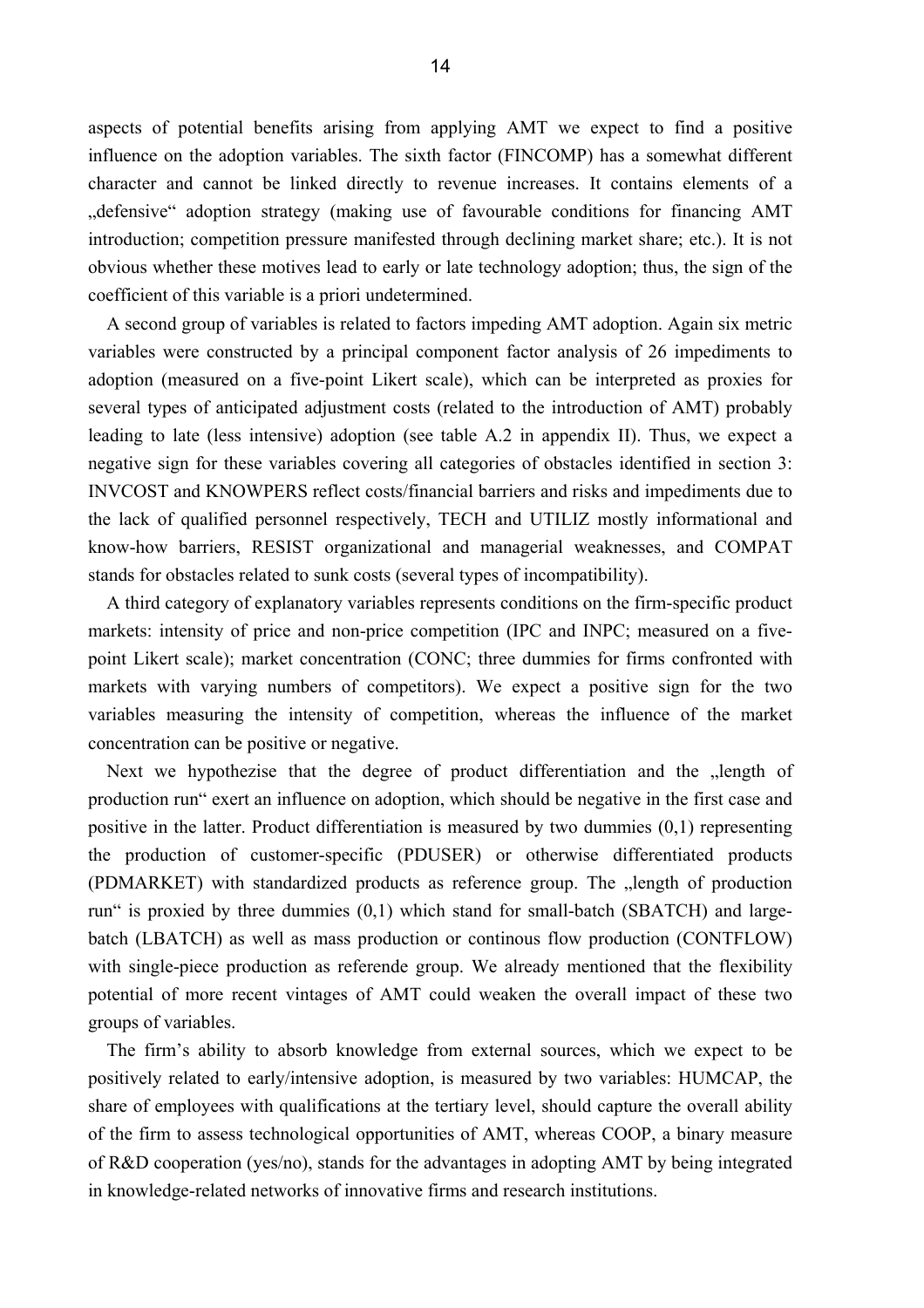aspects of potential benefits arising from applying AMT we expect to find a positive influence on the adoption variables. The sixth factor (FINCOMP) has a somewhat different character and cannot be linked directly to revenue increases. It contains elements of a „defensive“ adoption strategy (making use of favourable conditions for financing AMT introduction; competition pressure manifested through declining market share; etc.). It is not obvious whether these motives lead to early or late technology adoption; thus, the sign of the coefficient of this variable is a priori undetermined.

A second group of variables is related to factors impeding AMT adoption. Again six metric variables were constructed by a principal component factor analysis of 26 impediments to adoption (measured on a five-point Likert scale), which can be interpreted as proxies for several types of anticipated adjustment costs (related to the introduction of AMT) probably leading to late (less intensive) adoption (see table A.2 in appendix II). Thus, we expect a negative sign for these variables covering all categories of obstacles identified in section 3: INVCOST and KNOWPERS reflect costs/financial barriers and risks and impediments due to the lack of qualified personnel respectively, TECH and UTILIZ mostly informational and know-how barriers, RESIST organizational and managerial weaknesses, and COMPAT stands for obstacles related to sunk costs (several types of incompatibility).

A third category of explanatory variables represents conditions on the firm-specific product markets: intensity of price and non-price competition (IPC and INPC; measured on a five-point Likert scale); market concentration (CONC; three dummies for firms confronted with markets with varying numbers of competitors). We expect a positive sign for the two variables measuring the intensity of competition, whereas the influence of the market concentration can be positive or negative.

Next we hypothezise that the degree of product differentiation and the „length of production run“ exert an influence on adoption, which should be negative in the first case and positive in the latter. Product differentiation is measured by two dummies (0,1) representing the production of customer-specific (PDUSER) or otherwise differentiated products (PDMARKET) with standardized products as reference group. The „length of production run“ is proxied by three dummies (0,1) which stand for small-batch (SBATCH) and large-batch (LBATCH) as well as mass production or continous flow production (CONTFLOW) with single-piece production as referende group. We already mentioned that the flexibility potential of more recent vintages of AMT could weaken the overall impact of these two groups of variables.

The firm's ability to absorb knowledge from external sources, which we expect to be positively related to early/intensive adoption, is measured by two variables: HUMCAP, the share of employees with qualifications at the tertiary level, should capture the overall ability of the firm to assess technological opportunities of AMT, whereas COOP, a binary measure of R&D cooperation (yes/no), stands for the advantages in adopting AMT by being integrated in knowledge-related networks of innovative firms and research institutions.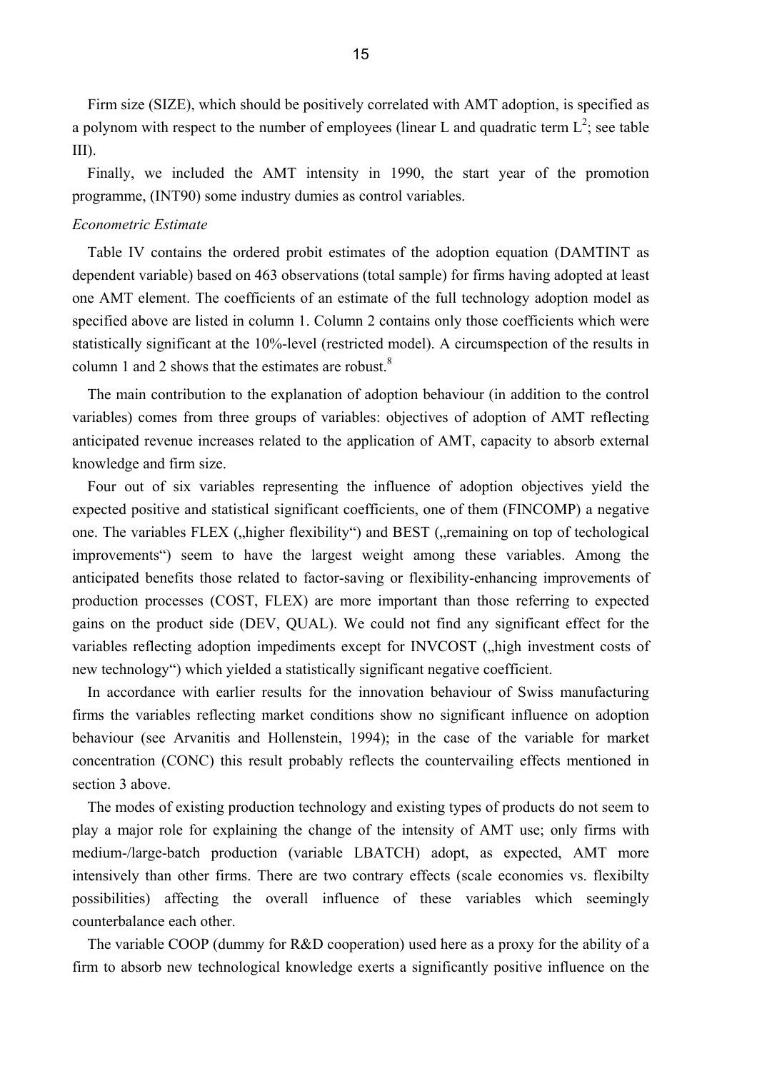Firm size (SIZE), which should be positively correlated with AMT adoption, is specified as a polynom with respect to the number of employees (linear L and quadratic term $L^2$; see table III).

Finally, we included the AMT intensity in 1990, the start year of the promotion programme, (INT90) some industry dumies as control variables.

*Econometric Estimate*

Table IV contains the ordered probit estimates of the adoption equation (DAMTINT as dependent variable) based on 463 observations (total sample) for firms having adopted at least one AMT element. The coefficients of an estimate of the full technology adoption model as specified above are listed in column 1. Column 2 contains only those coefficients which were statistically significant at the 10%-level (restricted model). A circumspection of the results in column 1 and 2 shows that the estimates are robust.[8]

The main contribution to the explanation of adoption behaviour (in addition to the control variables) comes from three groups of variables: objectives of adoption of AMT reflecting anticipated revenue increases related to the application of AMT, capacity to absorb external knowledge and firm size.

Four out of six variables representing the influence of adoption objectives yield the expected positive and statistical significant coefficients, one of them (FINCOMP) a negative one. The variables FLEX („higher flexibility") and BEST („remaining on top of techological improvements") seem to have the largest weight among these variables. Among the anticipated benefits those related to factor-saving or flexibility-enhancing improvements of production processes (COST, FLEX) are more important than those referring to expected gains on the product side (DEV, QUAL). We could not find any significant effect for the variables reflecting adoption impediments except for INVCOST („high investment costs of new technology") which yielded a statistically significant negative coefficient.

In accordance with earlier results for the innovation behaviour of Swiss manufacturing firms the variables reflecting market conditions show no significant influence on adoption behaviour (see Arvanitis and Hollenstein, 1994); in the case of the variable for market concentration (CONC) this result probably reflects the countervailing effects mentioned in section 3 above.

The modes of existing production technology and existing types of products do not seem to play a major role for explaining the change of the intensity of AMT use; only firms with medium-/large-batch production (variable LBATCH) adopt, as expected, AMT more intensively than other firms. There are two contrary effects (scale economies vs. flexibilty possibilities) affecting the overall influence of these variables which seemingly counterbalance each other.

The variable COOP (dummy for R&D cooperation) used here as a proxy for the ability of a firm to absorb new technological knowledge exerts a significantly positive influence on the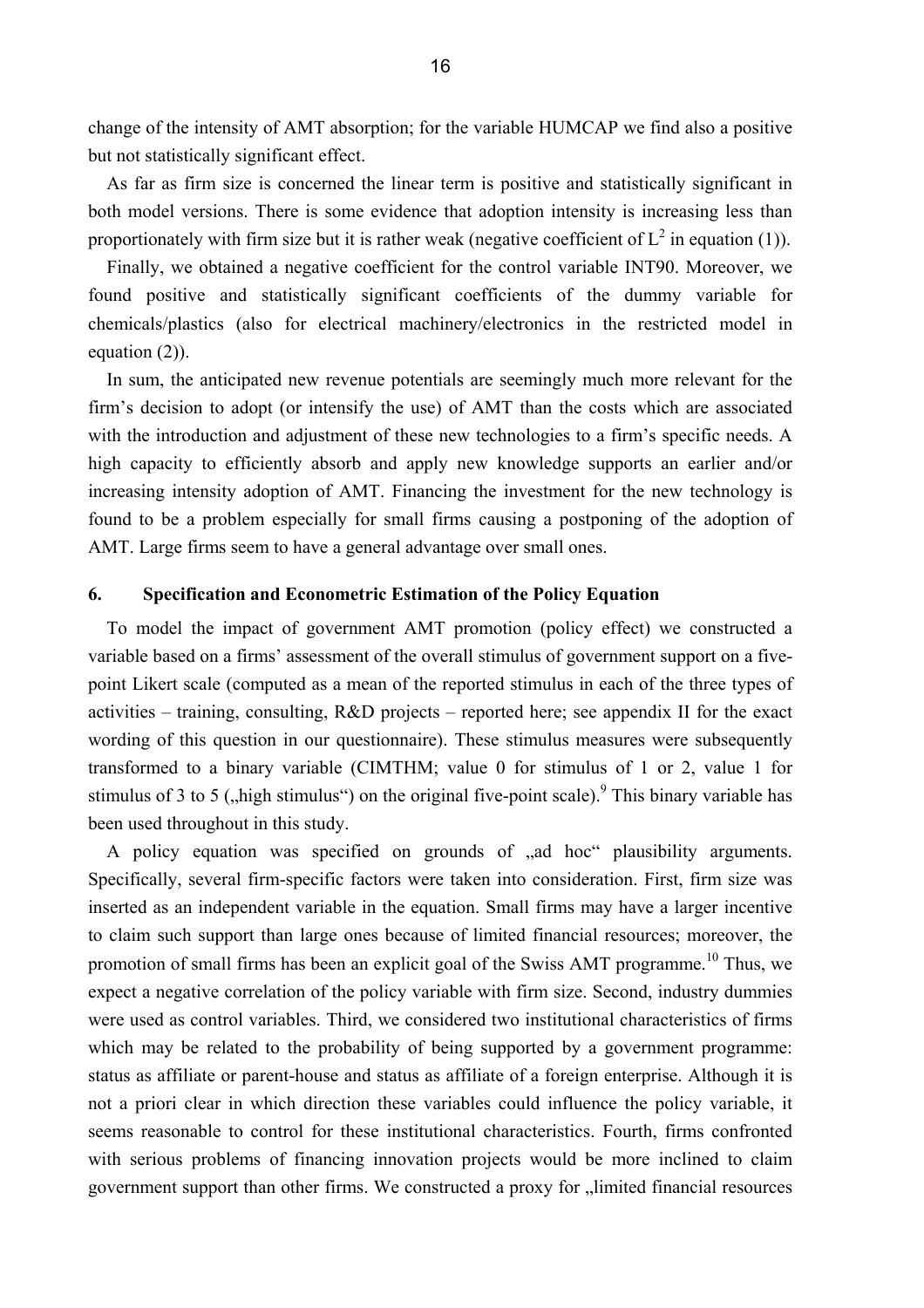change of the intensity of AMT absorption; for the variable HUMCAP we find also a positive but not statistically significant effect.

As far as firm size is concerned the linear term is positive and statistically significant in both model versions. There is some evidence that adoption intensity is increasing less than proportionately with firm size but it is rather weak (negative coefficient of $L^2$ in equation (1)).

Finally, we obtained a negative coefficient for the control variable INT90. Moreover, we found positive and statistically significant coefficients of the dummy variable for chemicals/plastics (also for electrical machinery/electronics in the restricted model in equation (2)).

In sum, the anticipated new revenue potentials are seemingly much more relevant for the firm's decision to adopt (or intensify the use) of AMT than the costs which are associated with the introduction and adjustment of these new technologies to a firm's specific needs. A high capacity to efficiently absorb and apply new knowledge supports an earlier and/or increasing intensity adoption of AMT. Financing the investment for the new technology is found to be a problem especially for small firms causing a postponing of the adoption of AMT. Large firms seem to have a general advantage over small ones.

## 6. Specification and Econometric Estimation of the Policy Equation

To model the impact of government AMT promotion (policy effect) we constructed a variable based on a firms' assessment of the overall stimulus of government support on a five-point Likert scale (computed as a mean of the reported stimulus in each of the three types of activities – training, consulting, R&D projects – reported here; see appendix II for the exact wording of this question in our questionnaire). These stimulus measures were subsequently transformed to a binary variable (CIMTHM; value 0 for stimulus of 1 or 2, value 1 for stimulus of 3 to 5 („high stimulus") on the original five-point scale).[9] This binary variable has been used throughout in this study.

A policy equation was specified on grounds of „ad hoc" plausibility arguments. Specifically, several firm-specific factors were taken into consideration. First, firm size was inserted as an independent variable in the equation. Small firms may have a larger incentive to claim such support than large ones because of limited financial resources; moreover, the promotion of small firms has been an explicit goal of the Swiss AMT programme.[10] Thus, we expect a negative correlation of the policy variable with firm size. Second, industry dummies were used as control variables. Third, we considered two institutional characteristics of firms which may be related to the probability of being supported by a government programme: status as affiliate or parent-house and status as affiliate of a foreign enterprise. Although it is not a priori clear in which direction these variables could influence the policy variable, it seems reasonable to control for these institutional characteristics. Fourth, firms confronted with serious problems of financing innovation projects would be more inclined to claim government support than other firms. We constructed a proxy for „limited financial resources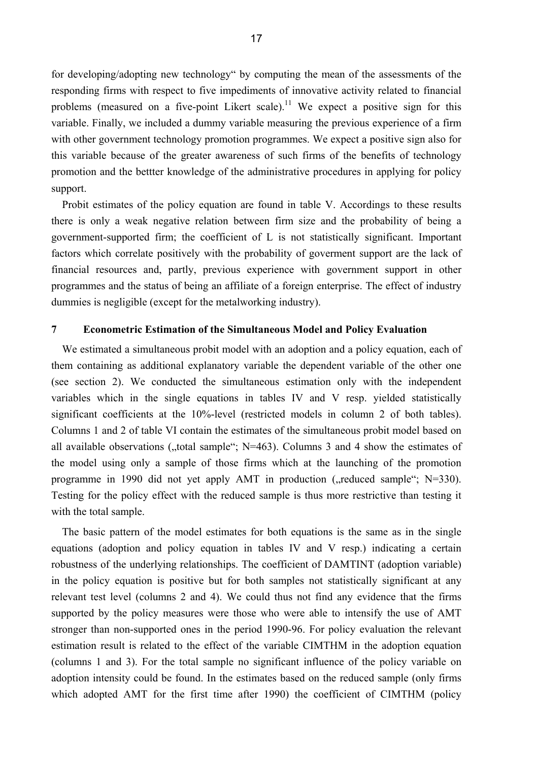for developing/adopting new technology“ by computing the mean of the assessments of the responding firms with respect to five impediments of innovative activity related to financial problems (measured on a five-point Likert scale).[11] We expect a positive sign for this variable. Finally, we included a dummy variable measuring the previous experience of a firm with other government technology promotion programmes. We expect a positive sign also for this variable because of the greater awareness of such firms of the benefits of technology promotion and the bettter knowledge of the administrative procedures in applying for policy support.

Probit estimates of the policy equation are found in table V. Accordings to these results there is only a weak negative relation between firm size and the probability of being a government-supported firm; the coefficient of L is not statistically significant. Important factors which correlate positively with the probability of goverment support are the lack of financial resources and, partly, previous experience with government support in other programmes and the status of being an affiliate of a foreign enterprise. The effect of industry dummies is negligible (except for the metalworking industry).

## 7 Econometric Estimation of the Simultaneous Model and Policy Evaluation

We estimated a simultaneous probit model with an adoption and a policy equation, each of them containing as additional explanatory variable the dependent variable of the other one (see section 2). We conducted the simultaneous estimation only with the independent variables which in the single equations in tables IV and V resp. yielded statistically significant coefficients at the 10%-level (restricted models in column 2 of both tables). Columns 1 and 2 of table VI contain the estimates of the simultaneous probit model based on all available observations („total sample“; N=463). Columns 3 and 4 show the estimates of the model using only a sample of those firms which at the launching of the promotion programme in 1990 did not yet apply AMT in production („reduced sample“; N=330). Testing for the policy effect with the reduced sample is thus more restrictive than testing it with the total sample.

The basic pattern of the model estimates for both equations is the same as in the single equations (adoption and policy equation in tables IV and V resp.) indicating a certain robustness of the underlying relationships. The coefficient of DAMTINT (adoption variable) in the policy equation is positive but for both samples not statistically significant at any relevant test level (columns 2 and 4). We could thus not find any evidence that the firms supported by the policy measures were those who were able to intensify the use of AMT stronger than non-supported ones in the period 1990-96. For policy evaluation the relevant estimation result is related to the effect of the variable CIMTHM in the adoption equation (columns 1 and 3). For the total sample no significant influence of the policy variable on adoption intensity could be found. In the estimates based on the reduced sample (only firms which adopted AMT for the first time after 1990) the coefficient of CIMTHM (policy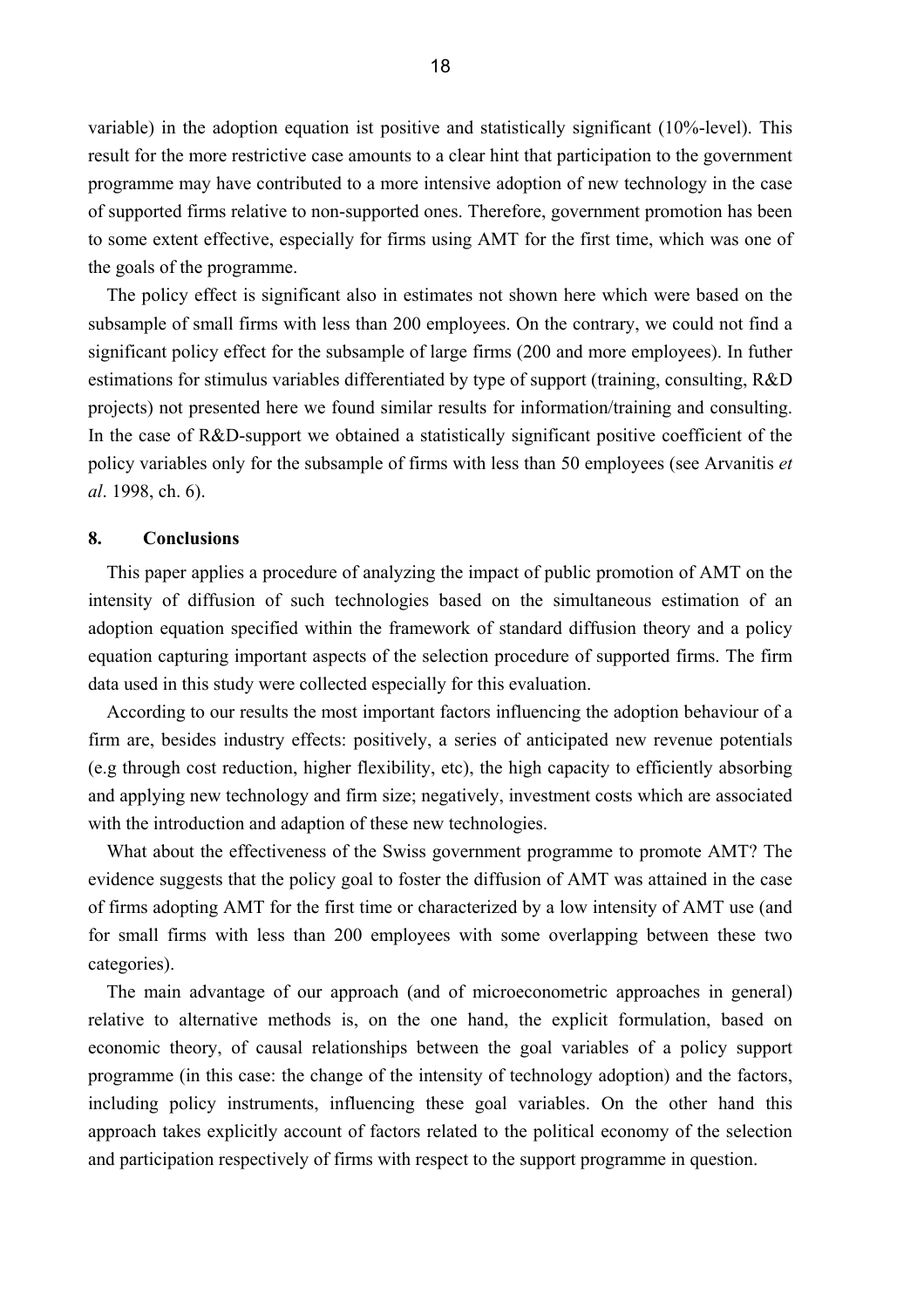variable) in the adoption equation ist positive and statistically significant (10%-level). This result for the more restrictive case amounts to a clear hint that participation to the government programme may have contributed to a more intensive adoption of new technology in the case of supported firms relative to non-supported ones. Therefore, government promotion has been to some extent effective, especially for firms using AMT for the first time, which was one of the goals of the programme.

The policy effect is significant also in estimates not shown here which were based on the subsample of small firms with less than 200 employees. On the contrary, we could not find a significant policy effect for the subsample of large firms (200 and more employees). In futher estimations for stimulus variables differentiated by type of support (training, consulting, R&D projects) not presented here we found similar results for information/training and consulting. In the case of R&D-support we obtained a statistically significant positive coefficient of the policy variables only for the subsample of firms with less than 50 employees (see Arvanitis *et al*. 1998, ch. 6).

## 8. Conclusions

This paper applies a procedure of analyzing the impact of public promotion of AMT on the intensity of diffusion of such technologies based on the simultaneous estimation of an adoption equation specified within the framework of standard diffusion theory and a policy equation capturing important aspects of the selection procedure of supported firms. The firm data used in this study were collected especially for this evaluation.

According to our results the most important factors influencing the adoption behaviour of a firm are, besides industry effects: positively, a series of anticipated new revenue potentials (e.g through cost reduction, higher flexibility, etc), the high capacity to efficiently absorbing and applying new technology and firm size; negatively, investment costs which are associated with the introduction and adaption of these new technologies.

What about the effectiveness of the Swiss government programme to promote AMT? The evidence suggests that the policy goal to foster the diffusion of AMT was attained in the case of firms adopting AMT for the first time or characterized by a low intensity of AMT use (and for small firms with less than 200 employees with some overlapping between these two categories).

The main advantage of our approach (and of microeconometric approaches in general) relative to alternative methods is, on the one hand, the explicit formulation, based on economic theory, of causal relationships between the goal variables of a policy support programme (in this case: the change of the intensity of technology adoption) and the factors, including policy instruments, influencing these goal variables. On the other hand this approach takes explicitly account of factors related to the political economy of the selection and participation respectively of firms with respect to the support programme in question.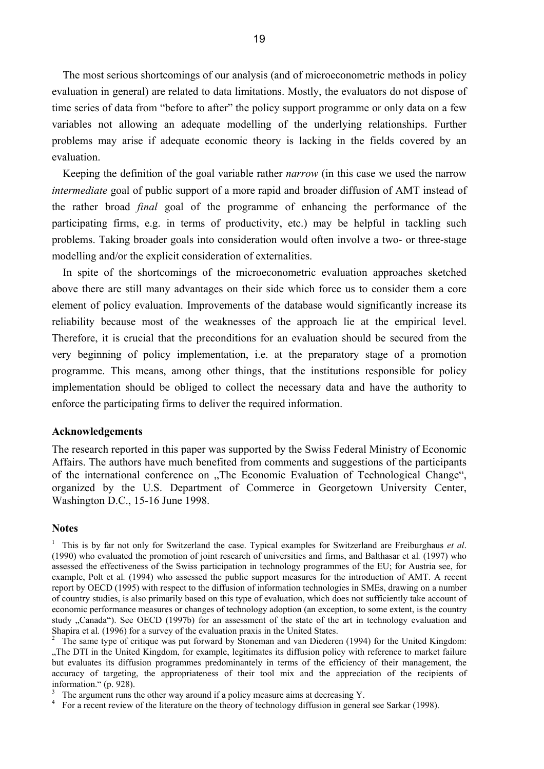The most serious shortcomings of our analysis (and of microeconometric methods in policy evaluation in general) are related to data limitations. Mostly, the evaluators do not dispose of time series of data from "before to after" the policy support programme or only data on a few variables not allowing an adequate modelling of the underlying relationships. Further problems may arise if adequate economic theory is lacking in the fields covered by an evaluation.

Keeping the definition of the goal variable rather *narrow* (in this case we used the narrow *intermediate* goal of public support of a more rapid and broader diffusion of AMT instead of the rather broad *final* goal of the programme of enhancing the performance of the participating firms, e.g. in terms of productivity, etc.) may be helpful in tackling such problems. Taking broader goals into consideration would often involve a two- or three-stage modelling and/or the explicit consideration of externalities.

In spite of the shortcomings of the microeconometric evaluation approaches sketched above there are still many advantages on their side which force us to consider them a core element of policy evaluation. Improvements of the database would significantly increase its reliability because most of the weaknesses of the approach lie at the empirical level. Therefore, it is crucial that the preconditions for an evaluation should be secured from the very beginning of policy implementation, i.e. at the preparatory stage of a promotion programme. This means, among other things, that the institutions responsible for policy implementation should be obliged to collect the necessary data and have the authority to enforce the participating firms to deliver the required information.

**Acknowledgements**

The research reported in this paper was supported by the Swiss Federal Ministry of Economic Affairs. The authors have much benefited from comments and suggestions of the participants of the international conference on „The Economic Evaluation of Technological Change", organized by the U.S. Department of Commerce in Georgetown University Center, Washington D.C., 15-16 June 1998.

**Notes**

[1] This is by far not only for Switzerland the case. Typical examples for Switzerland are Freiburghaus *et al*. (1990) who evaluated the promotion of joint research of universities and firms, and Balthasar et al. (1997) who assessed the effectiveness of the Swiss participation in technology programmes of the EU; for Austria see, for example, Polt et al. (1994) who assessed the public support measures for the introduction of AMT. A recent report by OECD (1995) with respect to the diffusion of information technologies in SMEs, drawing on a number of country studies, is also primarily based on this type of evaluation, which does not sufficiently take account of economic performance measures or changes of technology adoption (an exception, to some extent, is the country study „Canada"). See OECD (1997b) for an assessment of the state of the art in technology evaluation and Shapira et al. (1996) for a survey of the evaluation praxis in the United States.

[2] The same type of critique was put forward by Stoneman and van Diederen (1994) for the United Kingdom: „The DTI in the United Kingdom, for example, legitimates its diffusion policy with reference to market failure but evaluates its diffusion programmes predominantely in terms of the efficiency of their management, the accuracy of targeting, the appropriateness of their tool mix and the appreciation of the recipients of information." (p. 928).

[3] The argument runs the other way around if a policy measure aims at decreasing Y.

[4] For a recent review of the literature on the theory of technology diffusion in general see Sarkar (1998).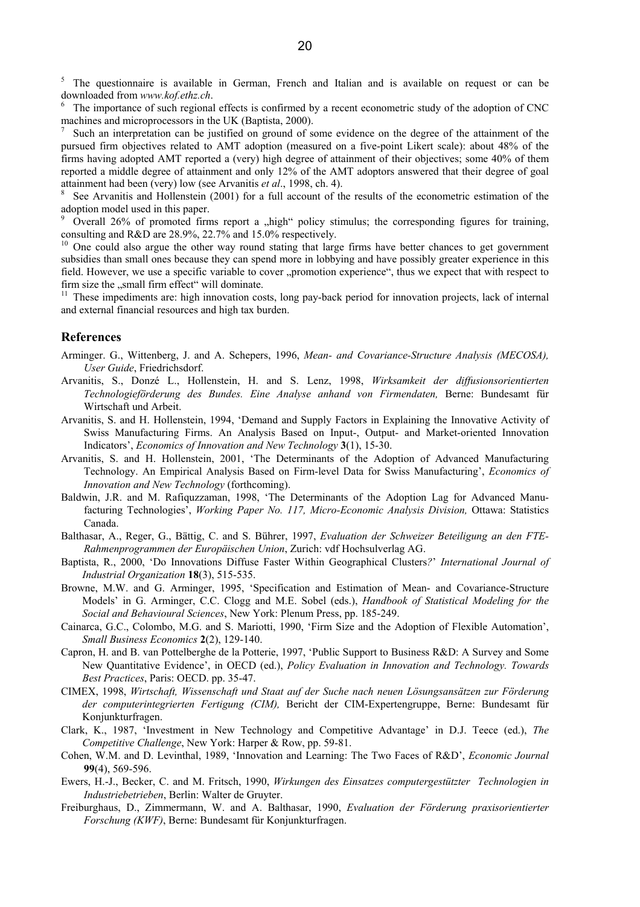[5] The questionnaire is available in German, French and Italian and is available on request or can be downloaded from *www.kof.ethz.ch*.

[6] The importance of such regional effects is confirmed by a recent econometric study of the adoption of CNC machines and microprocessors in the UK (Baptista, 2000).

[7] Such an interpretation can be justified on ground of some evidence on the degree of the attainment of the pursued firm objectives related to AMT adoption (measured on a five-point Likert scale): about 48% of the firms having adopted AMT reported a (very) high degree of attainment of their objectives; some 40% of them reported a middle degree of attainment and only 12% of the AMT adoptors answered that their degree of goal attainment had been (very) low (see Arvanitis *et al*., 1998, ch. 4).

[8] See Arvanitis and Hollenstein (2001) for a full account of the results of the econometric estimation of the adoption model used in this paper.

[9] Overall 26% of promoted firms report a „high" policy stimulus; the corresponding figures for training, consulting and R&D are 28.9%, 22.7% and 15.0% respectively.

[10] One could also argue the other way round stating that large firms have better chances to get government subsidies than small ones because they can spend more in lobbying and have possibly greater experience in this field. However, we use a specific variable to cover „promotion experience", thus we expect that with respect to firm size the „small firm effect" will dominate.

[11] These impediments are: high innovation costs, long pay-back period for innovation projects, lack of internal and external financial resources and high tax burden.

## References

Arminger. G., Wittenberg, J. and A. Schepers, 1996, *Mean- and Covariance-Structure Analysis (MECOSA), User Guide*, Friedrichsdorf.

Arvanitis, S., Donzé L., Hollenstein, H. and S. Lenz, 1998, *Wirksamkeit der diffusionsorientierten Technologieförderung des Bundes. Eine Analyse anhand von Firmendaten,* Berne: Bundesamt für Wirtschaft und Arbeit.

Arvanitis, S. and H. Hollenstein, 1994, 'Demand and Supply Factors in Explaining the Innovative Activity of Swiss Manufacturing Firms. An Analysis Based on Input-, Output- and Market-oriented Innovation Indicators', *Economics of Innovation and New Technology* **3**(1), 15-30.

Arvanitis, S. and H. Hollenstein, 2001, 'The Determinants of the Adoption of Advanced Manufacturing Technology. An Empirical Analysis Based on Firm-level Data for Swiss Manufacturing', *Economics of Innovation and New Technology* (forthcoming).

Baldwin, J.R. and M. Rafiquzzaman, 1998, 'The Determinants of the Adoption Lag for Advanced Manufacturing Technologies', *Working Paper No. 117, Micro-Economic Analysis Division,* Ottawa: Statistics Canada.

Balthasar, A., Reger, G., Bättig, C. and S. Bührer, 1997, *Evaluation der Schweizer Beteiligung an den FTE-Rahmenprogrammen der Europäischen Union*, Zurich: vdf Hochsulverlag AG.

Baptista, R., 2000, 'Do Innovations Diffuse Faster Within Geographical Clusters*?*' *International Journal of Industrial Organization* **18**(3), 515-535.

Browne, M.W. and G. Arminger, 1995, 'Specification and Estimation of Mean- and Covariance-Structure Models' in G. Arminger, C.C. Clogg and M.E. Sobel (eds.), *Handbook of Statistical Modeling for the Social and Behavioural Sciences*, New York: Plenum Press, pp. 185-249.

Cainarca, G.C., Colombo, M.G. and S. Mariotti, 1990, 'Firm Size and the Adoption of Flexible Automation', *Small Business Economics* **2**(2), 129-140.

Capron, H. and B. van Pottelberghe de la Potterie, 1997, 'Public Support to Business R&D: A Survey and Some New Quantitative Evidence', in OECD (ed.), *Policy Evaluation in Innovation and Technology. Towards Best Practices*, Paris: OECD. pp. 35-47.

CIMEX, 1998, *Wirtschaft, Wissenschaft und Staat auf der Suche nach neuen Lösungsansätzen zur Förderung der computerintegrierten Fertigung (CIM),* Bericht der CIM-Expertengruppe, Berne: Bundesamt für Konjunkturfragen.

Clark, K., 1987, 'Investment in New Technology and Competitive Advantage' in D.J. Teece (ed.), *The Competitive Challenge*, New York: Harper & Row, pp. 59-81.

Cohen, W.M. and D. Levinthal, 1989, 'Innovation and Learning: The Two Faces of R&D', *Economic Journal* **99**(4), 569-596.

Ewers, H.-J., Becker, C. and M. Fritsch, 1990, *Wirkungen des Einsatzes computergestützter Technologien in Industriebetrieben*, Berlin: Walter de Gruyter.

Freiburghaus, D., Zimmermann, W. and A. Balthasar, 1990, *Evaluation der Förderung praxisorientierter Forschung (KWF)*, Berne: Bundesamt für Konjunkturfragen.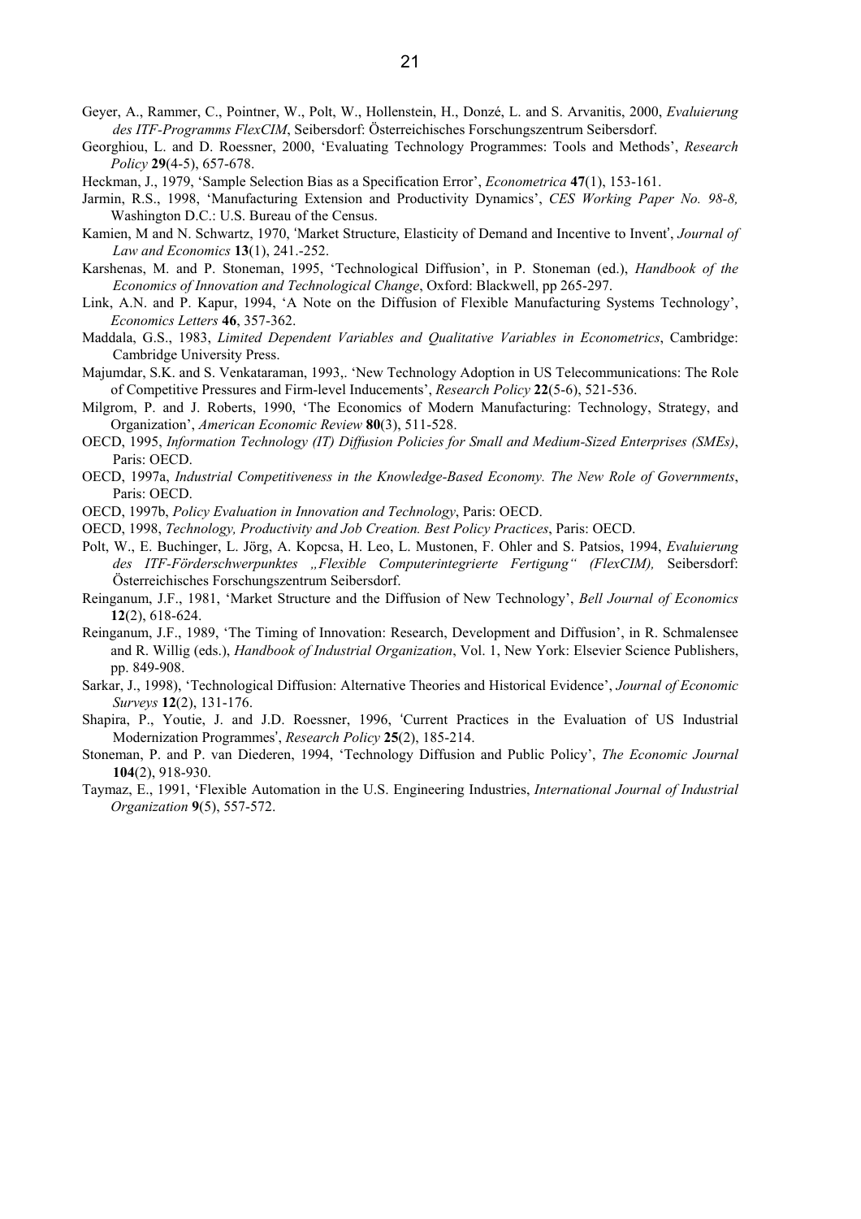Geyer, A., Rammer, C., Pointner, W., Polt, W., Hollenstein, H., Donzé, L. and S. Arvanitis, 2000, *Evaluierung des ITF-Programms FlexCIM*, Seibersdorf: Österreichisches Forschungszentrum Seibersdorf.

Georghiou, L. and D. Roessner, 2000, 'Evaluating Technology Programmes: Tools and Methods', *Research Policy* **29**(4-5), 657-678.

Heckman, J., 1979, 'Sample Selection Bias as a Specification Error', *Econometrica* **47**(1), 153-161.

Jarmin, R.S., 1998, 'Manufacturing Extension and Productivity Dynamics', *CES Working Paper No. 98-8,* Washington D.C.: U.S. Bureau of the Census.

Kamien, M and N. Schwartz, 1970, 'Market Structure, Elasticity of Demand and Incentive to Invent', *Journal of Law and Economics* **13**(1), 241.-252.

Karshenas, M. and P. Stoneman, 1995, 'Technological Diffusion', in P. Stoneman (ed.), *Handbook of the Economics of Innovation and Technological Change*, Oxford: Blackwell, pp 265-297.

Link, A.N. and P. Kapur, 1994, 'A Note on the Diffusion of Flexible Manufacturing Systems Technology', *Economics Letters* **46**, 357-362.

Maddala, G.S., 1983, *Limited Dependent Variables and Qualitative Variables in Econometrics*, Cambridge: Cambridge University Press.

Majumdar, S.K. and S. Venkataraman, 1993,. 'New Technology Adoption in US Telecommunications: The Role of Competitive Pressures and Firm-level Inducements', *Research Policy* **22**(5-6), 521-536.

Milgrom, P. and J. Roberts, 1990, 'The Economics of Modern Manufacturing: Technology, Strategy, and Organization', *American Economic Review* **80**(3), 511-528.

OECD, 1995, *Information Technology (IT) Diffusion Policies for Small and Medium-Sized Enterprises (SMEs)*, Paris: OECD.

OECD, 1997a, *Industrial Competitiveness in the Knowledge-Based Economy. The New Role of Governments*, Paris: OECD.

OECD, 1997b, *Policy Evaluation in Innovation and Technology*, Paris: OECD.

OECD, 1998, *Technology, Productivity and Job Creation. Best Policy Practices*, Paris: OECD.

Polt, W., E. Buchinger, L. Jörg, A. Kopcsa, H. Leo, L. Mustonen, F. Ohler and S. Patsios, 1994, *Evaluierung des ITF-Förderschwerpunktes „Flexible Computerintegrierte Fertigung" (FlexCIM),* Seibersdorf: Österreichisches Forschungszentrum Seibersdorf.

Reinganum, J.F., 1981, 'Market Structure and the Diffusion of New Technology', *Bell Journal of Economics* **12**(2), 618-624.

Reinganum, J.F., 1989, 'The Timing of Innovation: Research, Development and Diffusion', in R. Schmalensee and R. Willig (eds.), *Handbook of Industrial Organization*, Vol. 1, New York: Elsevier Science Publishers, pp. 849-908.

Sarkar, J., 1998), 'Technological Diffusion: Alternative Theories and Historical Evidence', *Journal of Economic Surveys* **12**(2), 131-176.

Shapira, P., Youtie, J. and J.D. Roessner, 1996, 'Current Practices in the Evaluation of US Industrial Modernization Programmes', *Research Policy* **25**(2), 185-214.

Stoneman, P. and P. van Diederen, 1994, 'Technology Diffusion and Public Policy', *The Economic Journal* **104**(2), 918-930.

Taymaz, E., 1991, 'Flexible Automation in the U.S. Engineering Industries, *International Journal of Industrial Organization* **9**(5), 557-572.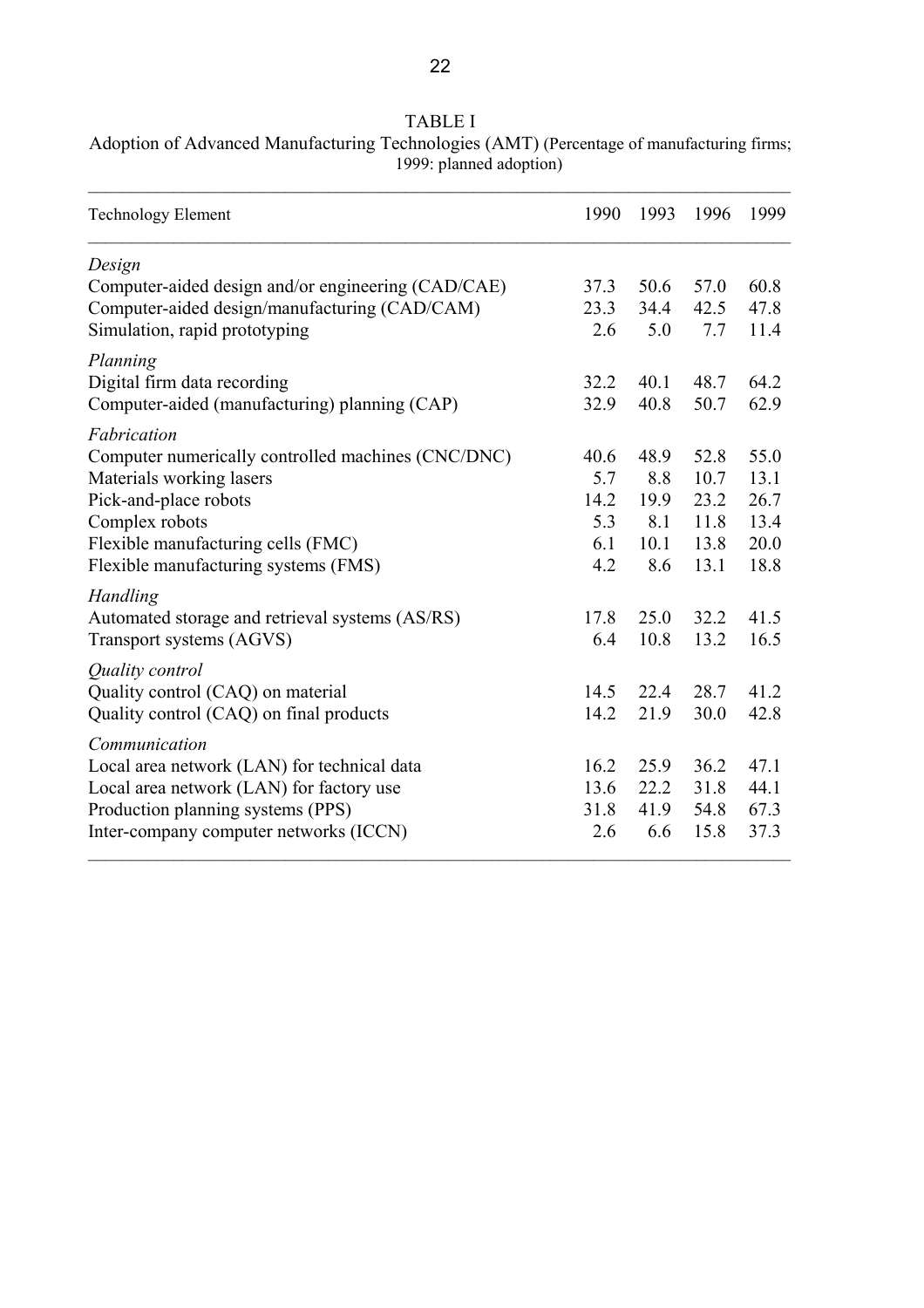TABLE I

Adoption of Advanced Manufacturing Technologies (AMT) (Percentage of manufacturing firms; 1999: planned adoption)

| Technology Element | 1990 | 1993 | 1996 | 1999 |
|---|---|---|---|---|
| *Design* | | | | |
| Computer-aided design and/or engineering (CAD/CAE) | 37.3 | 50.6 | 57.0 | 60.8 |
| Computer-aided design/manufacturing (CAD/CAM) | 23.3 | 34.4 | 42.5 | 47.8 |
| Simulation, rapid prototyping | 2.6 | 5.0 | 7.7 | 11.4 |
| *Planning* | | | | |
| Digital firm data recording | 32.2 | 40.1 | 48.7 | 64.2 |
| Computer-aided (manufacturing) planning (CAP) | 32.9 | 40.8 | 50.7 | 62.9 |
| *Fabrication* | | | | |
| Computer numerically controlled machines (CNC/DNC) | 40.6 | 48.9 | 52.8 | 55.0 |
| Materials working lasers | 5.7 | 8.8 | 10.7 | 13.1 |
| Pick-and-place robots | 14.2 | 19.9 | 23.2 | 26.7 |
| Complex robots | 5.3 | 8.1 | 11.8 | 13.4 |
| Flexible manufacturing cells (FMC) | 6.1 | 10.1 | 13.8 | 20.0 |
| Flexible manufacturing systems (FMS) | 4.2 | 8.6 | 13.1 | 18.8 |
| *Handling* | | | | |
| Automated storage and retrieval systems (AS/RS) | 17.8 | 25.0 | 32.2 | 41.5 |
| Transport systems (AGVS) | 6.4 | 10.8 | 13.2 | 16.5 |
| *Quality control* | | | | |
| Quality control (CAQ) on material | 14.5 | 22.4 | 28.7 | 41.2 |
| Quality control (CAQ) on final products | 14.2 | 21.9 | 30.0 | 42.8 |
| *Communication* | | | | |
| Local area network (LAN) for technical data | 16.2 | 25.9 | 36.2 | 47.1 |
| Local area network (LAN) for factory use | 13.6 | 22.2 | 31.8 | 44.1 |
| Production planning systems (PPS) | 31.8 | 41.9 | 54.8 | 67.3 |
| Inter-company computer networks (ICCN) | 2.6 | 6.6 | 15.8 | 37.3 |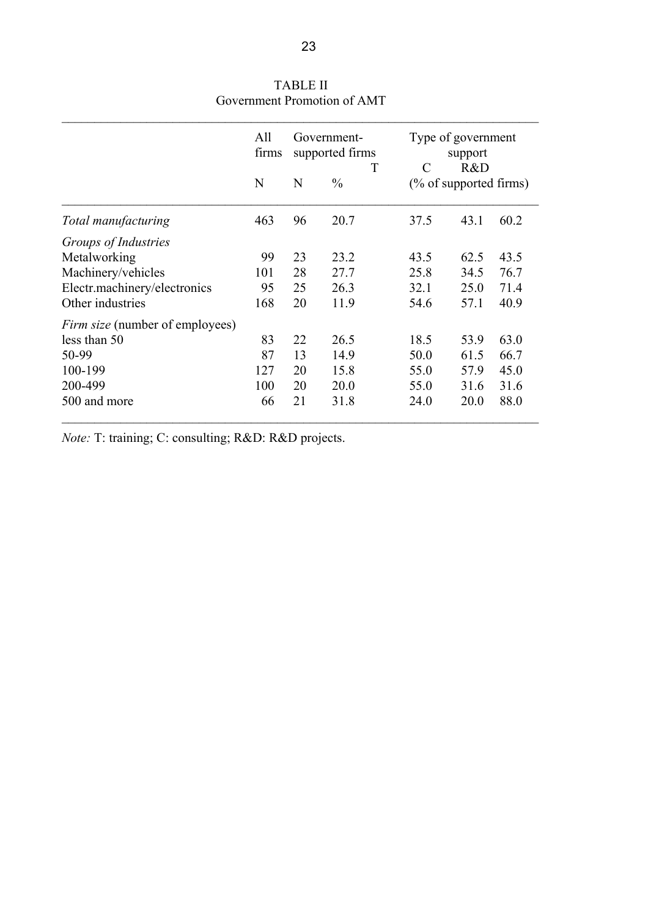TABLE II
Government Promotion of AMT

| | All firms | Government-supported firms | | Type of government support | | |
|---|---|---|---|---|---|---|
| | | | | T | C | R&D |
| | N | N | % | (% of supported firms) | | |
| *Total manufacturing* | 463 | 96 | 20.7 | 37.5 | 43.1 | 60.2 |
| *Groups of Industries* | | | | | | |
| Metalworking | 99 | 23 | 23.2 | 43.5 | 62.5 | 43.5 |
| Machinery/vehicles | 101 | 28 | 27.7 | 25.8 | 34.5 | 76.7 |
| Electr.machinery/electronics | 95 | 25 | 26.3 | 32.1 | 25.0 | 71.4 |
| Other industries | 168 | 20 | 11.9 | 54.6 | 57.1 | 40.9 |
| *Firm size* (number of employees) | | | | | | |
| less than 50 | 83 | 22 | 26.5 | 18.5 | 53.9 | 63.0 |
| 50-99 | 87 | 13 | 14.9 | 50.0 | 61.5 | 66.7 |
| 100-199 | 127 | 20 | 15.8 | 55.0 | 57.9 | 45.0 |
| 200-499 | 100 | 20 | 20.0 | 55.0 | 31.6 | 31.6 |
| 500 and more | 66 | 21 | 31.8 | 24.0 | 20.0 | 88.0 |

*Note:* T: training; C: consulting; R&D: R&D projects.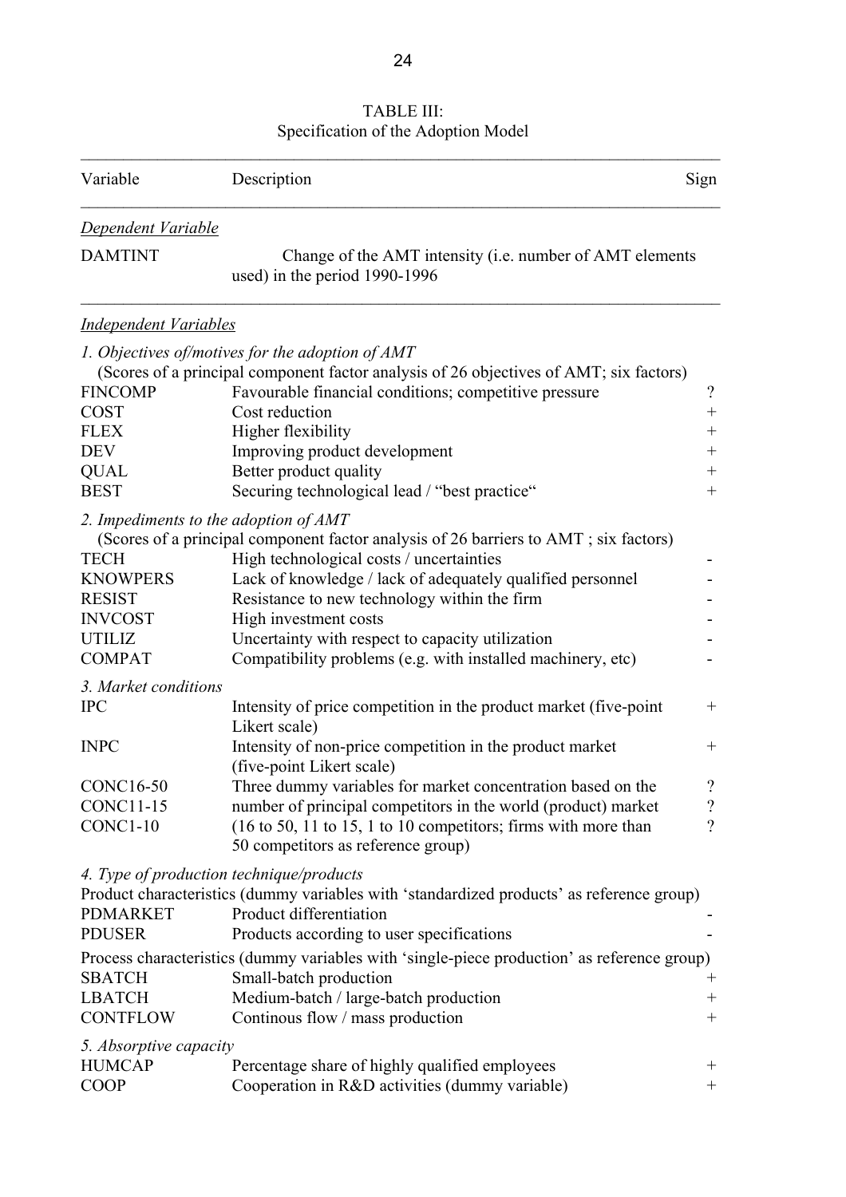TABLE III:
Specification of the Adoption Model

| Variable | Description | Sign |
|---|---|---|
| *Dependent Variable* | | |
| DAMTINT | Change of the AMT intensity (i.e. number of AMT elements used) in the period 1990-1996 | |
| *Independent Variables* | | |
| *1. Objectives of/motives for the adoption of AMT* | | |
| (Scores of a principal component factor analysis of 26 objectives of AMT; six factors) | | |
| FINCOMP | Favourable financial conditions; competitive pressure | ? |
| COST | Cost reduction | + |
| FLEX | Higher flexibility | + |
| DEV | Improving product development | + |
| QUAL | Better product quality | + |
| BEST | Securing technological lead / "best practice" | + |
| *2. Impediments to the adoption of AMT* | | |
| (Scores of a principal component factor analysis of 26 barriers to AMT ; six factors) | | |
| TECH | High technological costs / uncertainties | - |
| KNOWPERS | Lack of knowledge / lack of adequately qualified personnel | - |
| RESIST | Resistance to new technology within the firm | - |
| INVCOST | High investment costs | - |
| UTILIZ | Uncertainty with respect to capacity utilization | - |
| COMPAT | Compatibility problems (e.g. with installed machinery, etc) | - |
| *3. Market conditions* | | |
| IPC | Intensity of price competition in the product market (five-point Likert scale) | + |
| INPC | Intensity of non-price competition in the product market (five-point Likert scale) | + |
| CONC16-50 | Three dummy variables for market concentration based on the | ? |
| CONC11-15 | number of principal competitors in the world (product) market | ? |
| CONC1-10 | (16 to 50, 11 to 15, 1 to 10 competitors; firms with more than 50 competitors as reference group) | ? |
| *4. Type of production technique/products* | | |
| Product characteristics (dummy variables with 'standardized products' as reference group) | | |
| PDMARKET | Product differentiation | - |
| PDUSER | Products according to user specifications | - |
| Process characteristics (dummy variables with 'single-piece production' as reference group) | | |
| SBATCH | Small-batch production | + |
| LBATCH | Medium-batch / large-batch production | + |
| CONTFLOW | Continous flow / mass production | + |
| *5. Absorptive capacity* | | |
| HUMCAP | Percentage share of highly qualified employees | + |
| COOP | Cooperation in R&D activities (dummy variable) | + |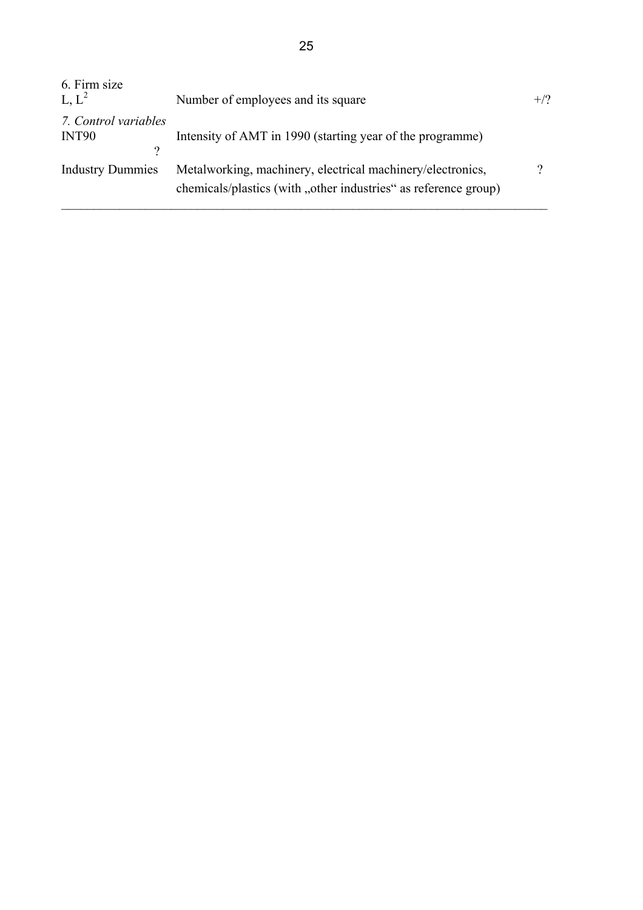| | | |
|---|---|---|
| 6. Firm size | | |
| L, $L^2$ | Number of employees and its square | +/? |
| *7. Control variables* | | |
| INT90 | Intensity of AMT in 1990 (starting year of the programme) | ? |
| Industry Dummies | Metalworking, machinery, electrical machinery/electronics, chemicals/plastics (with „other industries“ as reference group) | ? |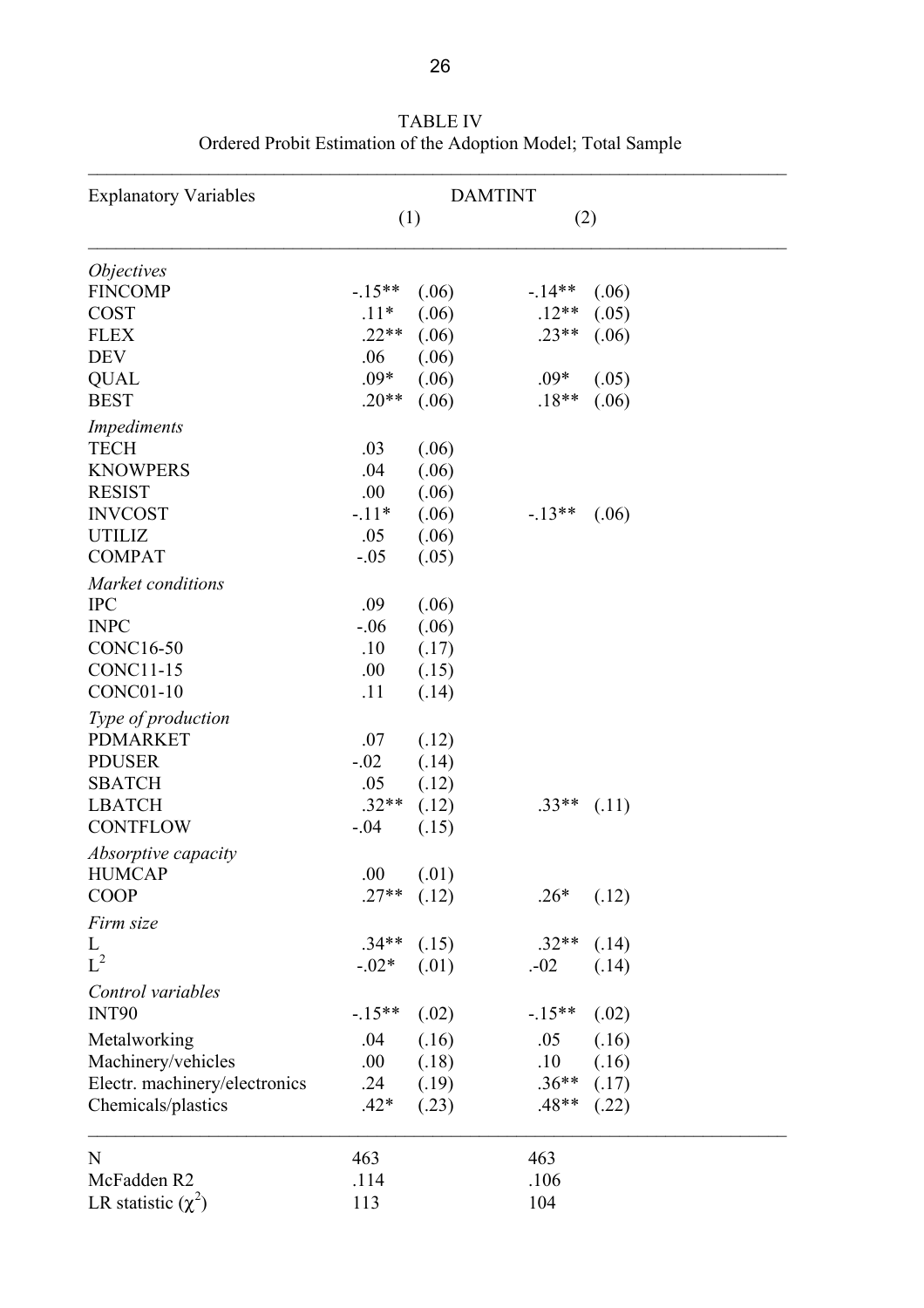TABLE IV
Ordered Probit Estimation of the Adoption Model; Total Sample

| Explanatory Variables | DAMTINT (1) | | DAMTINT (2) | |
|---|---|---|---|---|
| *Objectives* | | | | |
| FINCOMP | -.15** | (.06) | -.14** | (.06) |
| COST | .11* | (.06) | .12** | (.05) |
| FLEX | .22** | (.06) | .23** | (.06) |
| DEV | .06 | (.06) | | |
| QUAL | .09* | (.06) | .09* | (.05) |
| BEST | .20** | (.06) | .18** | (.06) |
| *Impediments* | | | | |
| TECH | .03 | (.06) | | |
| KNOWPERS | .04 | (.06) | | |
| RESIST | .00 | (.06) | | |
| INVCOST | -.11* | (.06) | -.13** | (.06) |
| UTILIZ | .05 | (.06) | | |
| COMPAT | -.05 | (.05) | | |
| *Market conditions* | | | | |
| IPC | .09 | (.06) | | |
| INPC | -.06 | (.06) | | |
| CONC16-50 | .10 | (.17) | | |
| CONC11-15 | .00 | (.15) | | |
| CONC01-10 | .11 | (.14) | | |
| *Type of production* | | | | |
| PDMARKET | .07 | (.12) | | |
| PDUSER | -.02 | (.14) | | |
| SBATCH | .05 | (.12) | | |
| LBATCH | .32** | (.12) | .33** | (.11) |
| CONTFLOW | -.04 | (.15) | | |
| *Absorptive capacity* | | | | |
| HUMCAP | .00 | (.01) | | |
| COOP | .27** | (.12) | .26* | (.12) |
| *Firm size* | | | | |
| L | .34** | (.15) | .32** | (.14) |
| $L^2$ | -.02* | (.01) | .-02 | (.14) |
| *Control variables* | | | | |
| INT90 | -.15** | (.02) | -.15** | (.02) |
| Metalworking | .04 | (.16) | .05 | (.16) |
| Machinery/vehicles | .00 | (.18) | .10 | (.16) |
| Electr. machinery/electronics | .24 | (.19) | .36** | (.17) |
| Chemicals/plastics | .42* | (.23) | .48** | (.22) |
| N | 463 | | 463 | |
| McFadden R2 | .114 | | .106 | |
| LR statistic ($\chi^2$) | 113 | | 104 | |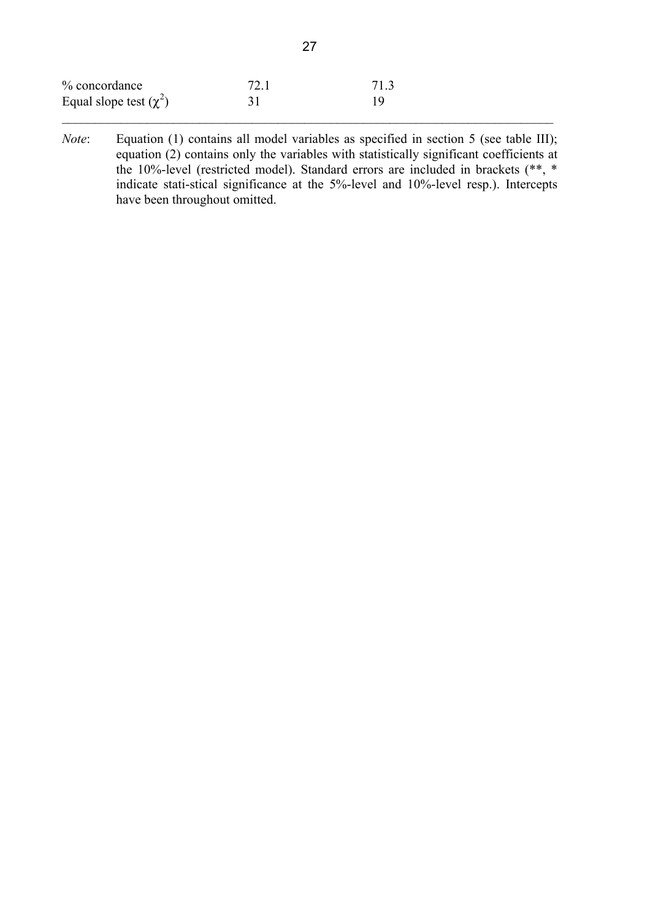| | | |
|---|---|---|
| % concordance | 72.1 | 71.3 |
| Equal slope test ($\chi^2$) | 31 | 19 |

*Note*: Equation (1) contains all model variables as specified in section 5 (see table III); equation (2) contains only the variables with statistically significant coefficients at the 10%-level (restricted model). Standard errors are included in brackets (**, * indicate stati-stical significance at the 5%-level and 10%-level resp.). Intercepts have been throughout omitted.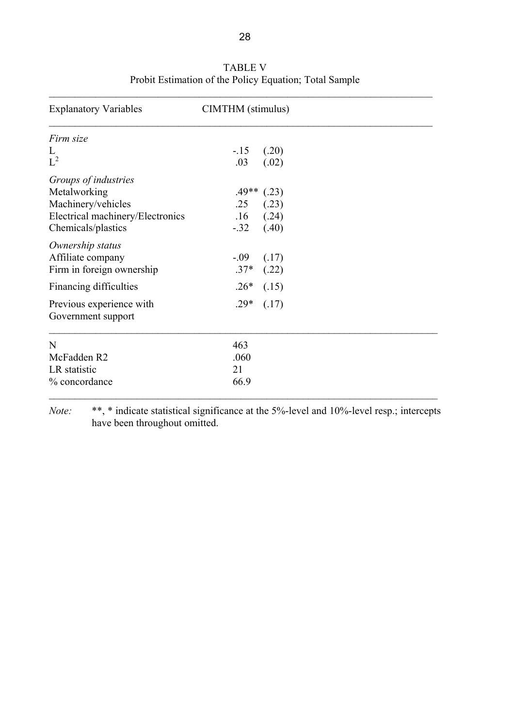TABLE V
Probit Estimation of the Policy Equation; Total Sample

| Explanatory Variables | CIMTHM (stimulus) | |
|---|---|---|
| *Firm size* | | |
| L | -.15 | (.20) |
| $L^2$ | .03 | (.02) |
| *Groups of industries* | | |
| Metalworking | .49** | (.23) |
| Machinery/vehicles | .25 | (.23) |
| Electrical machinery/Electronics | .16 | (.24) |
| Chemicals/plastics | -.32 | (.40) |
| *Ownership status* | | |
| Affiliate company | -.09 | (.17) |
| Firm in foreign ownership | .37* | (.22) |
| Financing difficulties | .26* | (.15) |
| Previous experience with Government support | .29* | (.17) |
| N | 463 | |
| McFadden R2 | .060 | |
| LR statistic | 21 | |
| % concordance | 66.9 | |

*Note:* **, * indicate statistical significance at the 5%-level and 10%-level resp.; intercepts have been throughout omitted.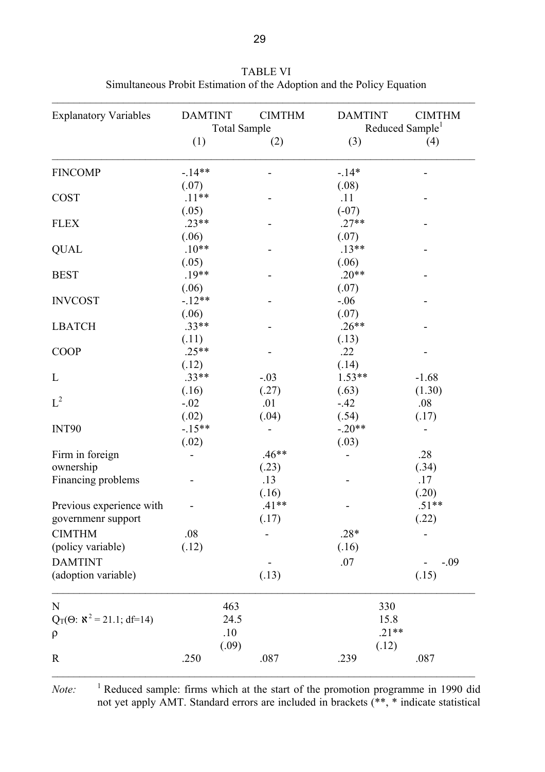TABLE VI
Simultaneous Probit Estimation of the Adoption and the Policy Equation

| Explanatory Variables | DAMTINT | CIMTHM | DAMTINT | CIMTHM |
|---|---|---|---|---|
| | Total Sample | | Reduced Sample[1] | |
| | (1) | (2) | (3) | (4) |
| FINCOMP | -.14** | - | -.14* | - |
| | (.07) | | (.08) | |
| COST | .11** | - | .11 | - |
| | (.05) | | (-07) | |
| FLEX | .23** | - | .27** | - |
| | (.06) | | (.07) | |
| QUAL | .10** | - | .13** | - |
| | (.05) | | (.06) | |
| BEST | .19** | - | .20** | - |
| | (.06) | | (.07) | |
| INVCOST | -.12** | - | -.06 | - |
| | (.06) | | (.07) | |
| LBATCH | .33** | - | .26** | - |
| | (.11) | | (.13) | |
| COOP | .25** | - | .22 | - |
| | (.12) | | (.14) | |
| L | .33** | -.03 | 1.53** | -1.68 |
| | (.16) | (.27) | (.63) | (1.30) |
| $L^2$ | -.02 | .01 | -.42 | .08 |
| | (.02) | (.04) | (.54) | (.17) |
| INT90 | -.15** | - | -.20** | - |
| | (.02) | | (.03) | |
| Firm in foreign ownership | - | .46** | - | .28 |
| | | (.23) | | (.34) |
| Financing problems | - | .13 | - | .17 |
| | | (.16) | | (.20) |
| Previous experience with governmenr support | - | .41** | - | .51** |
| | | (.17) | | (.22) |
| CIMTHM (policy variable) | .08 | - | .28* | - |
| | (.12) | | (.16) | |
| DAMTINT (adoption variable) | | - | .07 | - -.09 |
| | | (.13) | | (.15) |
| N | 463 | | 330 | |
| $Q_T(\Theta: \aleph^2 = 21.1; df=14)$ | 24.5 | | 15.8 | |
| ρ | .10 | | .21** | |
| | (.09) | | (.12) | |
| R | .250 | .087 | .239 | .087 |

*Note:* [1] Reduced sample: firms which at the start of the promotion programme in 1990 did not yet apply AMT. Standard errors are included in brackets (**, * indicate statistical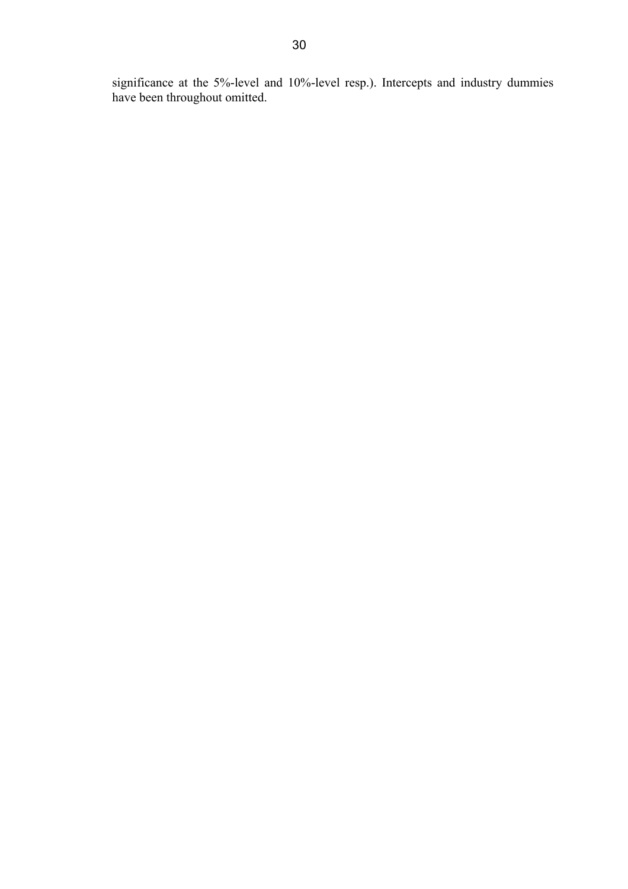significance at the 5%-level and 10%-level resp.). Intercepts and industry dummies have been throughout omitted.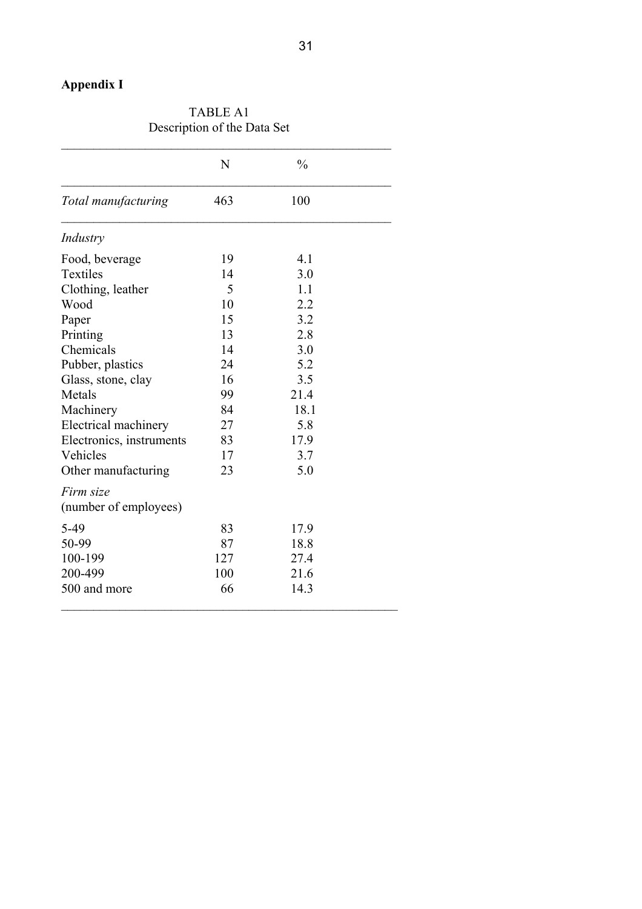**Appendix I**

TABLE A1
Description of the Data Set

| | N | % |
|---|---|---|
| *Total manufacturing* | 463 | 100 |
| *Industry* | | |
| Food, beverage | 19 | 4.1 |
| Textiles | 14 | 3.0 |
| Clothing, leather | 5 | 1.1 |
| Wood | 10 | 2.2 |
| Paper | 15 | 3.2 |
| Printing | 13 | 2.8 |
| Chemicals | 14 | 3.0 |
| Pubber, plastics | 24 | 5.2 |
| Glass, stone, clay | 16 | 3.5 |
| Metals | 99 | 21.4 |
| Machinery | 84 | 18.1 |
| Electrical machinery | 27 | 5.8 |
| Electronics, instruments | 83 | 17.9 |
| Vehicles | 17 | 3.7 |
| Other manufacturing | 23 | 5.0 |
| *Firm size* (number of employees) | | |
| 5-49 | 83 | 17.9 |
| 50-99 | 87 | 18.8 |
| 100-199 | 127 | 27.4 |
| 200-499 | 100 | 21.6 |
| 500 and more | 66 | 14.3 |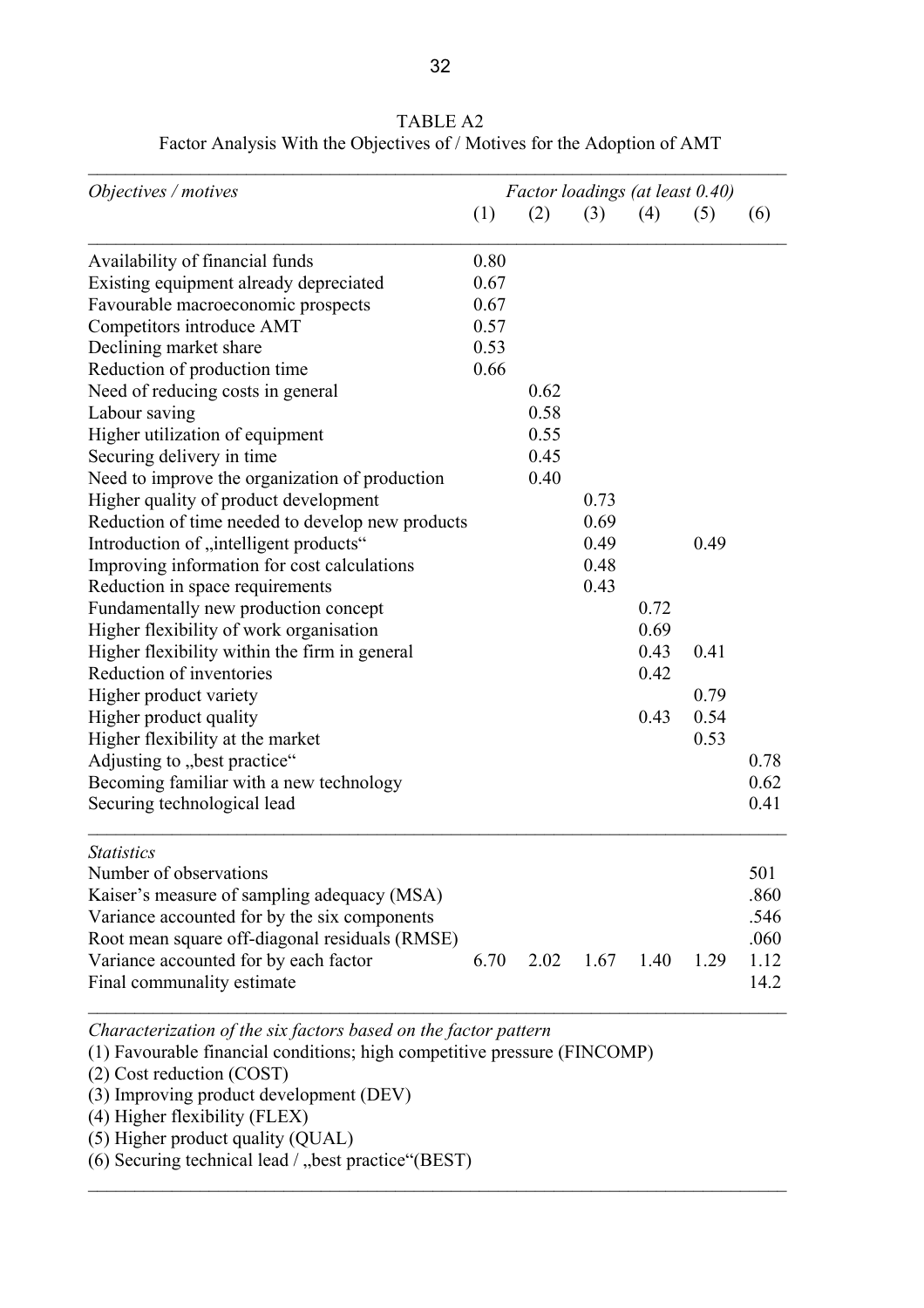TABLE A2
Factor Analysis With the Objectives of / Motives for the Adoption of AMT

| *Objectives / motives* | *Factor loadings (at least 0.40)* | | | | | |
|---|---|---|---|---|---|---|
| | (1) | (2) | (3) | (4) | (5) | (6) |
| Availability of financial funds | 0.80 | | | | | |
| Existing equipment already depreciated | 0.67 | | | | | |
| Favourable macroeconomic prospects | 0.67 | | | | | |
| Competitors introduce AMT | 0.57 | | | | | |
| Declining market share | 0.53 | | | | | |
| Reduction of production time | 0.66 | | | | | |
| Need of reducing costs in general | | 0.62 | | | | |
| Labour saving | | 0.58 | | | | |
| Higher utilization of equipment | | 0.55 | | | | |
| Securing delivery in time | | 0.45 | | | | |
| Need to improve the organization of production | | 0.40 | | | | |
| Higher quality of product development | | | 0.73 | | | |
| Reduction of time needed to develop new products | | | 0.69 | | | |
| Introduction of „intelligent products“ | | | 0.49 | | 0.49 | |
| Improving information for cost calculations | | | 0.48 | | | |
| Reduction in space requirements | | | 0.43 | | | |
| Fundamentally new production concept | | | | 0.72 | | |
| Higher flexibility of work organisation | | | | 0.69 | | |
| Higher flexibility within the firm in general | | | | 0.43 | 0.41 | |
| Reduction of inventories | | | | 0.42 | | |
| Higher product variety | | | | | 0.79 | |
| Higher product quality | | | | 0.43 | 0.54 | |
| Higher flexibility at the market | | | | | 0.53 | |
| Adjusting to „best practice“ | | | | | | 0.78 |
| Becoming familiar with a new technology | | | | | | 0.62 |
| Securing technological lead | | | | | | 0.41 |
| *Statistics* | | | | | | |
| Number of observations | | | | | | 501 |
| Kaiser's measure of sampling adequacy (MSA) | | | | | | .860 |
| Variance accounted for by the six components | | | | | | .546 |
| Root mean square off-diagonal residuals (RMSE) | | | | | | .060 |
| Variance accounted for by each factor | 6.70 | 2.02 | 1.67 | 1.40 | 1.29 | 1.12 |
| Final communality estimate | | | | | | 14.2 |

*Characterization of the six factors based on the factor pattern*

(1) Favourable financial conditions; high competitive pressure (FINCOMP)
(2) Cost reduction (COST)
(3) Improving product development (DEV)
(4) Higher flexibility (FLEX)
(5) Higher product quality (QUAL)
(6) Securing technical lead / „best practice“(BEST)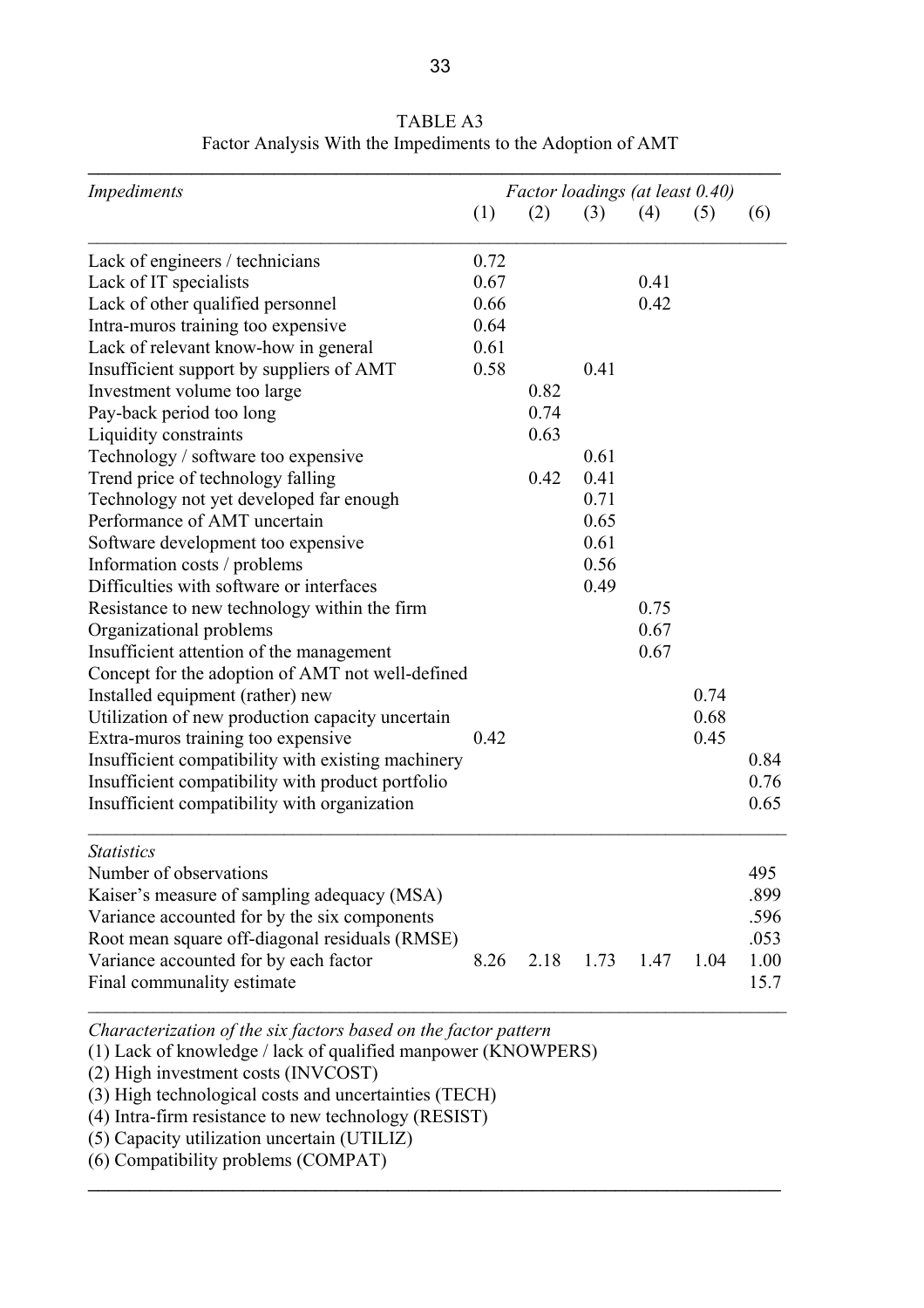TABLE A3
Factor Analysis With the Impediments to the Adoption of AMT

| *Impediments* | *Factor loadings (at least 0.40)* | | | | | |
|---|---|---|---|---|---|---|
| | (1) | (2) | (3) | (4) | (5) | (6) |
| Lack of engineers / technicians | 0.72 | | | | | |
| Lack of IT specialists | 0.67 | | | 0.41 | | |
| Lack of other qualified personnel | 0.66 | | | 0.42 | | |
| Intra-muros training too expensive | 0.64 | | | | | |
| Lack of relevant know-how in general | 0.61 | | | | | |
| Insufficient support by suppliers of AMT | 0.58 | | 0.41 | | | |
| Investment volume too large | | 0.82 | | | | |
| Pay-back period too long | | 0.74 | | | | |
| Liquidity constraints | | 0.63 | | | | |
| Technology / software too expensive | | | 0.61 | | | |
| Trend price of technology falling | | 0.42 | 0.41 | | | |
| Technology not yet developed far enough | | | 0.71 | | | |
| Performance of AMT uncertain | | | 0.65 | | | |
| Software development too expensive | | | 0.61 | | | |
| Information costs / problems | | | 0.56 | | | |
| Difficulties with software or interfaces | | | 0.49 | | | |
| Resistance to new technology within the firm | | | | 0.75 | | |
| Organizational problems | | | | 0.67 | | |
| Insufficient attention of the management | | | | 0.67 | | |
| Concept for the adoption of AMT not well-defined | | | | | | |
| Installed equipment (rather) new | | | | | 0.74 | |
| Utilization of new production capacity uncertain | | | | | 0.68 | |
| Extra-muros training too expensive | 0.42 | | | | 0.45 | |
| Insufficient compatibility with existing machinery | | | | | | 0.84 |
| Insufficient compatibility with product portfolio | | | | | | 0.76 |
| Insufficient compatibility with organization | | | | | | 0.65 |
| *Statistics* | | | | | | |
| Number of observations | | | | | | 495 |
| Kaiser's measure of sampling adequacy (MSA) | | | | | | .899 |
| Variance accounted for by the six components | | | | | | .596 |
| Root mean square off-diagonal residuals (RMSE) | | | | | | .053 |
| Variance accounted for by each factor | 8.26 | 2.18 | 1.73 | 1.47 | 1.04 | 1.00 |
| Final communality estimate | | | | | | 15.7 |

*Characterization of the six factors based on the factor pattern*

(1) Lack of knowledge / lack of qualified manpower (KNOWPERS)
(2) High investment costs (INVCOST)
(3) High technological costs and uncertainties (TECH)
(4) Intra-firm resistance to new technology (RESIST)
(5) Capacity utilization uncertain (UTILIZ)
(6) Compatibility problems (COMPAT)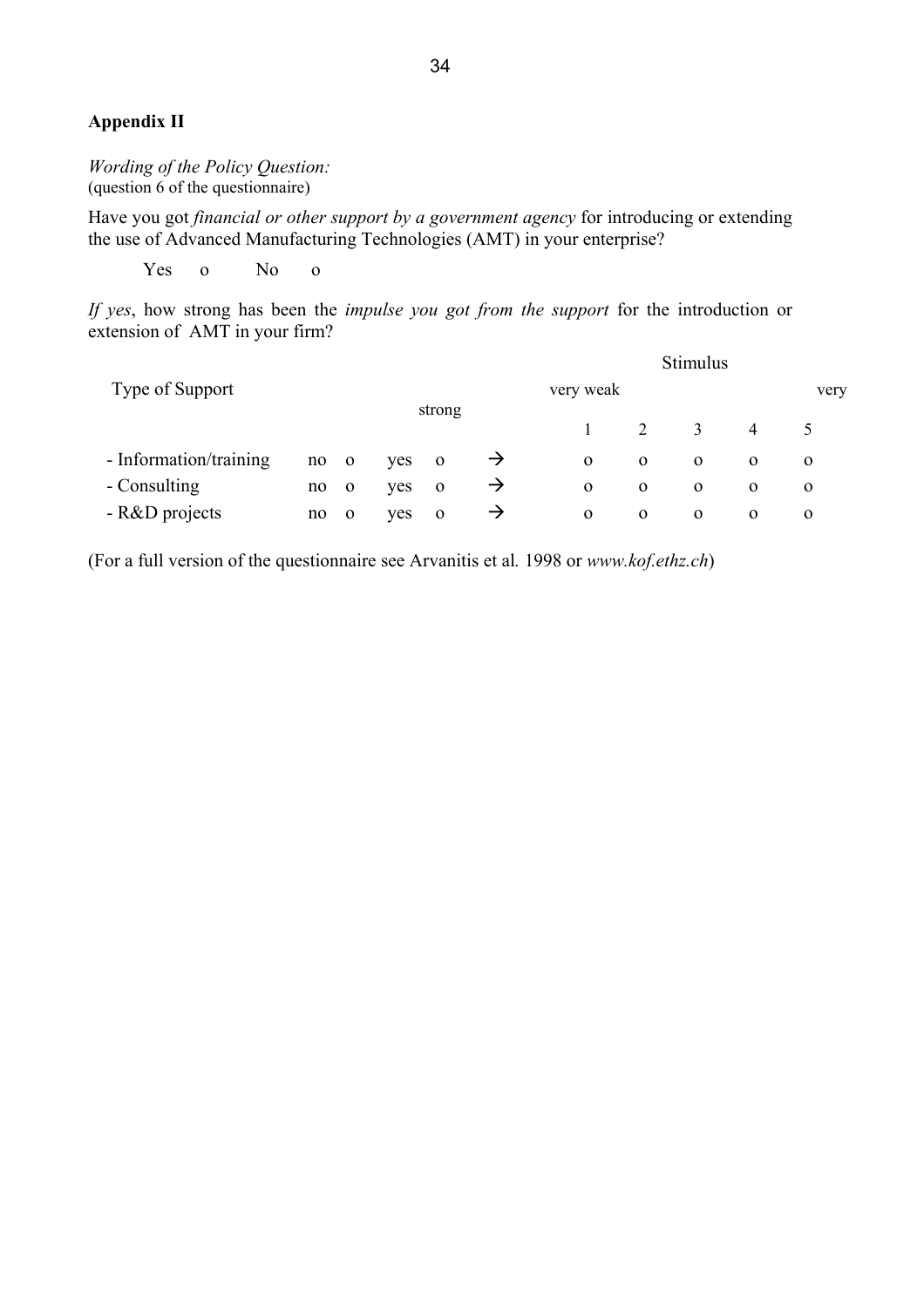**Appendix II**

*Wording of the Policy Question:*
(question 6 of the questionnaire)

Have you got *financial or other support by a government agency* for introducing or extending the use of Advanced Manufacturing Technologies (AMT) in your enterprise?

Yes o No o

*If yes*, how strong has been the *impulse you got from the support* for the introduction or extension of AMT in your firm?

| Type of Support | | | | | | Stimulus very weak 1 | 2 | 3 | 4 | very strong 5 |
|---|---|---|---|---|---|---|---|---|---|---|
| - Information/training | no | o | yes | o | → | o | o | o | o | o |
| - Consulting | no | o | yes | o | → | o | o | o | o | o |
| - R&D projects | no | o | yes | o | → | o | o | o | o | o |

(For a full version of the questionnaire see Arvanitis et al. 1998 or *www.kof.ethz.ch*)